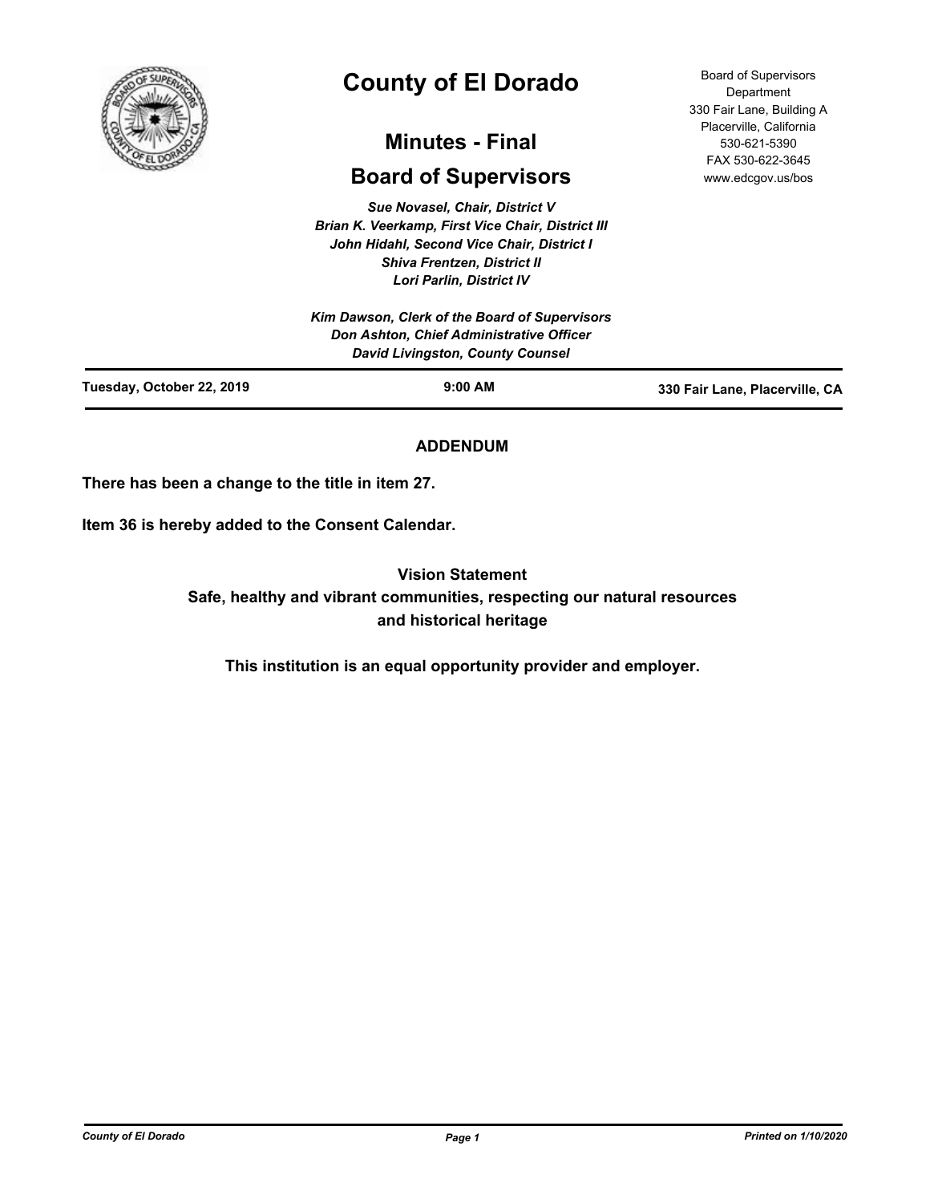# County of El Dorado

## Minutes - Final

## Board of Supervisors

Board of Supervisors Department
330 Fair Lane, Building A
Placerville, California
530-621-5390
FAX 530-622-3645
www.edcgov.us/bos

*Sue Novasel, Chair, District V*
*Brian K. Veerkamp, First Vice Chair, District III*
*John Hidahl, Second Vice Chair, District I*
*Shiva Frentzen, District II*
*Lori Parlin, District IV*

*Kim Dawson, Clerk of the Board of Supervisors*
*Don Ashton, Chief Administrative Officer*
*David Livingston, County Counsel*

**Tuesday, October 22, 2019** | **9:00 AM** | **330 Fair Lane, Placerville, CA**

**ADDENDUM**

**There has been a change to the title in item 27.**

**Item 36 is hereby added to the Consent Calendar.**

**Vision Statement**
**Safe, healthy and vibrant communities, respecting our natural resources and historical heritage**

**This institution is an equal opportunity provider and employer.**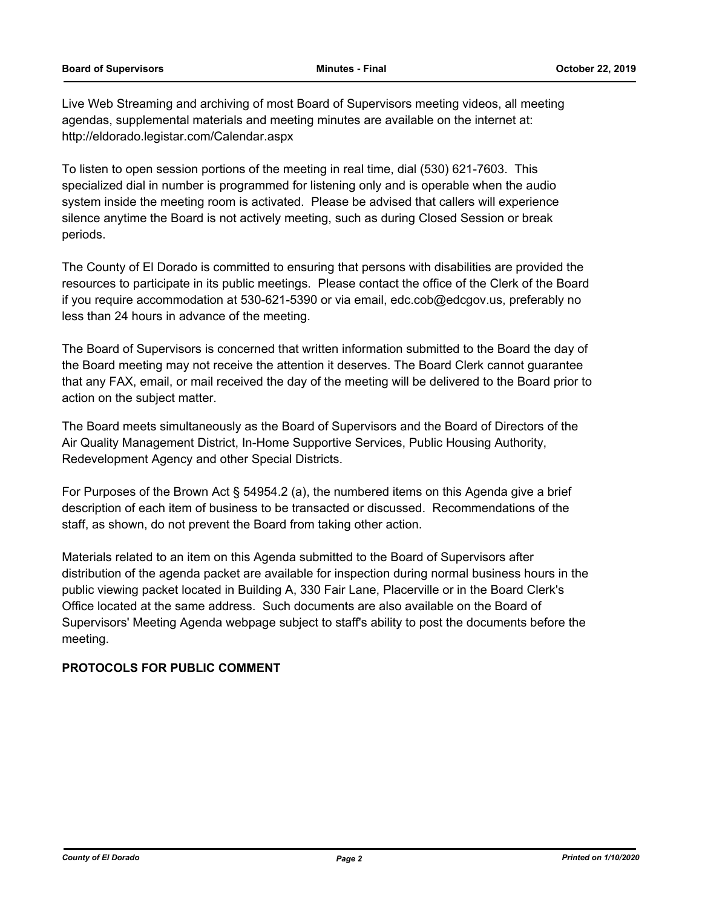Live Web Streaming and archiving of most Board of Supervisors meeting videos, all meeting agendas, supplemental materials and meeting minutes are available on the internet at: http://eldorado.legistar.com/Calendar.aspx

To listen to open session portions of the meeting in real time, dial (530) 621-7603. This specialized dial in number is programmed for listening only and is operable when the audio system inside the meeting room is activated. Please be advised that callers will experience silence anytime the Board is not actively meeting, such as during Closed Session or break periods.

The County of El Dorado is committed to ensuring that persons with disabilities are provided the resources to participate in its public meetings. Please contact the office of the Clerk of the Board if you require accommodation at 530-621-5390 or via email, edc.cob@edcgov.us, preferably no less than 24 hours in advance of the meeting.

The Board of Supervisors is concerned that written information submitted to the Board the day of the Board meeting may not receive the attention it deserves. The Board Clerk cannot guarantee that any FAX, email, or mail received the day of the meeting will be delivered to the Board prior to action on the subject matter.

The Board meets simultaneously as the Board of Supervisors and the Board of Directors of the Air Quality Management District, In-Home Supportive Services, Public Housing Authority, Redevelopment Agency and other Special Districts.

For Purposes of the Brown Act § 54954.2 (a), the numbered items on this Agenda give a brief description of each item of business to be transacted or discussed. Recommendations of the staff, as shown, do not prevent the Board from taking other action.

Materials related to an item on this Agenda submitted to the Board of Supervisors after distribution of the agenda packet are available for inspection during normal business hours in the public viewing packet located in Building A, 330 Fair Lane, Placerville or in the Board Clerk's Office located at the same address. Such documents are also available on the Board of Supervisors' Meeting Agenda webpage subject to staff's ability to post the documents before the meeting.

**PROTOCOLS FOR PUBLIC COMMENT**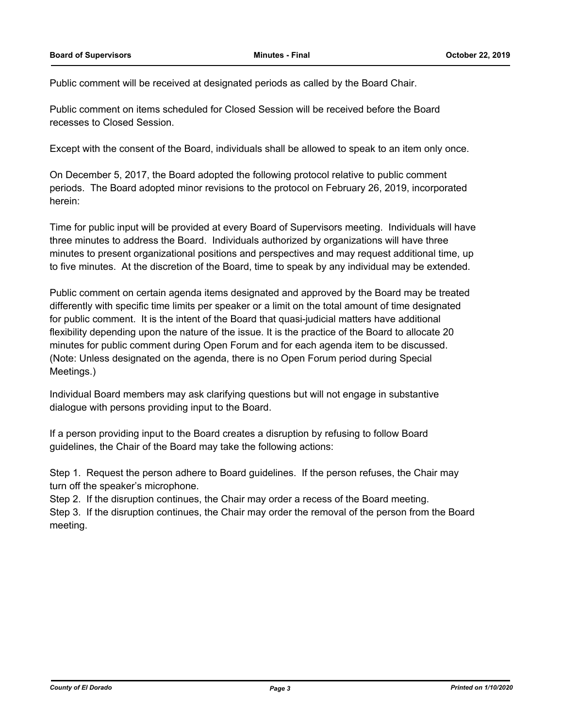Public comment will be received at designated periods as called by the Board Chair.

Public comment on items scheduled for Closed Session will be received before the Board recesses to Closed Session.

Except with the consent of the Board, individuals shall be allowed to speak to an item only once.

On December 5, 2017, the Board adopted the following protocol relative to public comment periods. The Board adopted minor revisions to the protocol on February 26, 2019, incorporated herein:

Time for public input will be provided at every Board of Supervisors meeting. Individuals will have three minutes to address the Board. Individuals authorized by organizations will have three minutes to present organizational positions and perspectives and may request additional time, up to five minutes. At the discretion of the Board, time to speak by any individual may be extended.

Public comment on certain agenda items designated and approved by the Board may be treated differently with specific time limits per speaker or a limit on the total amount of time designated for public comment. It is the intent of the Board that quasi-judicial matters have additional flexibility depending upon the nature of the issue. It is the practice of the Board to allocate 20 minutes for public comment during Open Forum and for each agenda item to be discussed. (Note: Unless designated on the agenda, there is no Open Forum period during Special Meetings.)

Individual Board members may ask clarifying questions but will not engage in substantive dialogue with persons providing input to the Board.

If a person providing input to the Board creates a disruption by refusing to follow Board guidelines, the Chair of the Board may take the following actions:

Step 1. Request the person adhere to Board guidelines. If the person refuses, the Chair may turn off the speaker's microphone.

Step 2. If the disruption continues, the Chair may order a recess of the Board meeting.

Step 3. If the disruption continues, the Chair may order the removal of the person from the Board meeting.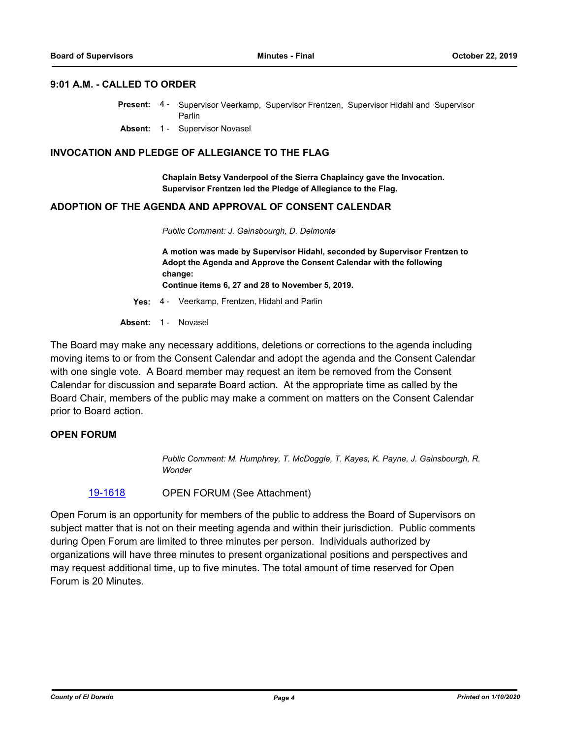## 9:01 A.M. - CALLED TO ORDER

**Present:** 4 - Supervisor Veerkamp, Supervisor Frentzen, Supervisor Hidahl and Supervisor Parlin

**Absent:** 1 - Supervisor Novasel

## INVOCATION AND PLEDGE OF ALLEGIANCE TO THE FLAG

**Chaplain Betsy Vanderpool of the Sierra Chaplaincy gave the Invocation. Supervisor Frentzen led the Pledge of Allegiance to the Flag.**

## ADOPTION OF THE AGENDA AND APPROVAL OF CONSENT CALENDAR

*Public Comment: J. Gainsbourgh, D. Delmonte*

**A motion was made by Supervisor Hidahl, seconded by Supervisor Frentzen to Adopt the Agenda and Approve the Consent Calendar with the following change:**
**Continue items 6, 27 and 28 to November 5, 2019.**

**Yes:** 4 - Veerkamp, Frentzen, Hidahl and Parlin

**Absent:** 1 - Novasel

The Board may make any necessary additions, deletions or corrections to the agenda including moving items to or from the Consent Calendar and adopt the agenda and the Consent Calendar with one single vote. A Board member may request an item be removed from the Consent Calendar for discussion and separate Board action. At the appropriate time as called by the Board Chair, members of the public may make a comment on matters on the Consent Calendar prior to Board action.

## OPEN FORUM

*Public Comment: M. Humphrey, T. McDoggle, T. Kayes, K. Payne, J. Gainsbourgh, R. Wonder*

19-1618 OPEN FORUM (See Attachment)

Open Forum is an opportunity for members of the public to address the Board of Supervisors on subject matter that is not on their meeting agenda and within their jurisdiction. Public comments during Open Forum are limited to three minutes per person. Individuals authorized by organizations will have three minutes to present organizational positions and perspectives and may request additional time, up to five minutes. The total amount of time reserved for Open Forum is 20 Minutes.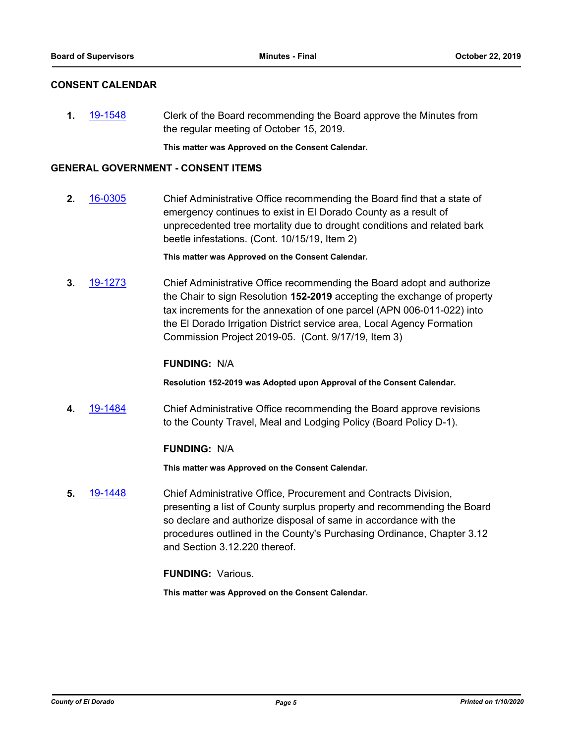## CONSENT CALENDAR

**1.** 19-1548 Clerk of the Board recommending the Board approve the Minutes from the regular meeting of October 15, 2019.

**This matter was Approved on the Consent Calendar.**

## GENERAL GOVERNMENT - CONSENT ITEMS

**2.** 16-0305 Chief Administrative Office recommending the Board find that a state of emergency continues to exist in El Dorado County as a result of unprecedented tree mortality due to drought conditions and related bark beetle infestations. (Cont. 10/15/19, Item 2)

**This matter was Approved on the Consent Calendar.**

**3.** 19-1273 Chief Administrative Office recommending the Board adopt and authorize the Chair to sign Resolution **152-2019** accepting the exchange of property tax increments for the annexation of one parcel (APN 006-011-022) into the El Dorado Irrigation District service area, Local Agency Formation Commission Project 2019-05. (Cont. 9/17/19, Item 3)

**FUNDING:** N/A

**Resolution 152-2019 was Adopted upon Approval of the Consent Calendar.**

**4.** 19-1484 Chief Administrative Office recommending the Board approve revisions to the County Travel, Meal and Lodging Policy (Board Policy D-1).

**FUNDING:** N/A

**This matter was Approved on the Consent Calendar.**

**5.** 19-1448 Chief Administrative Office, Procurement and Contracts Division, presenting a list of County surplus property and recommending the Board so declare and authorize disposal of same in accordance with the procedures outlined in the County's Purchasing Ordinance, Chapter 3.12 and Section 3.12.220 thereof.

**FUNDING:** Various.

**This matter was Approved on the Consent Calendar.**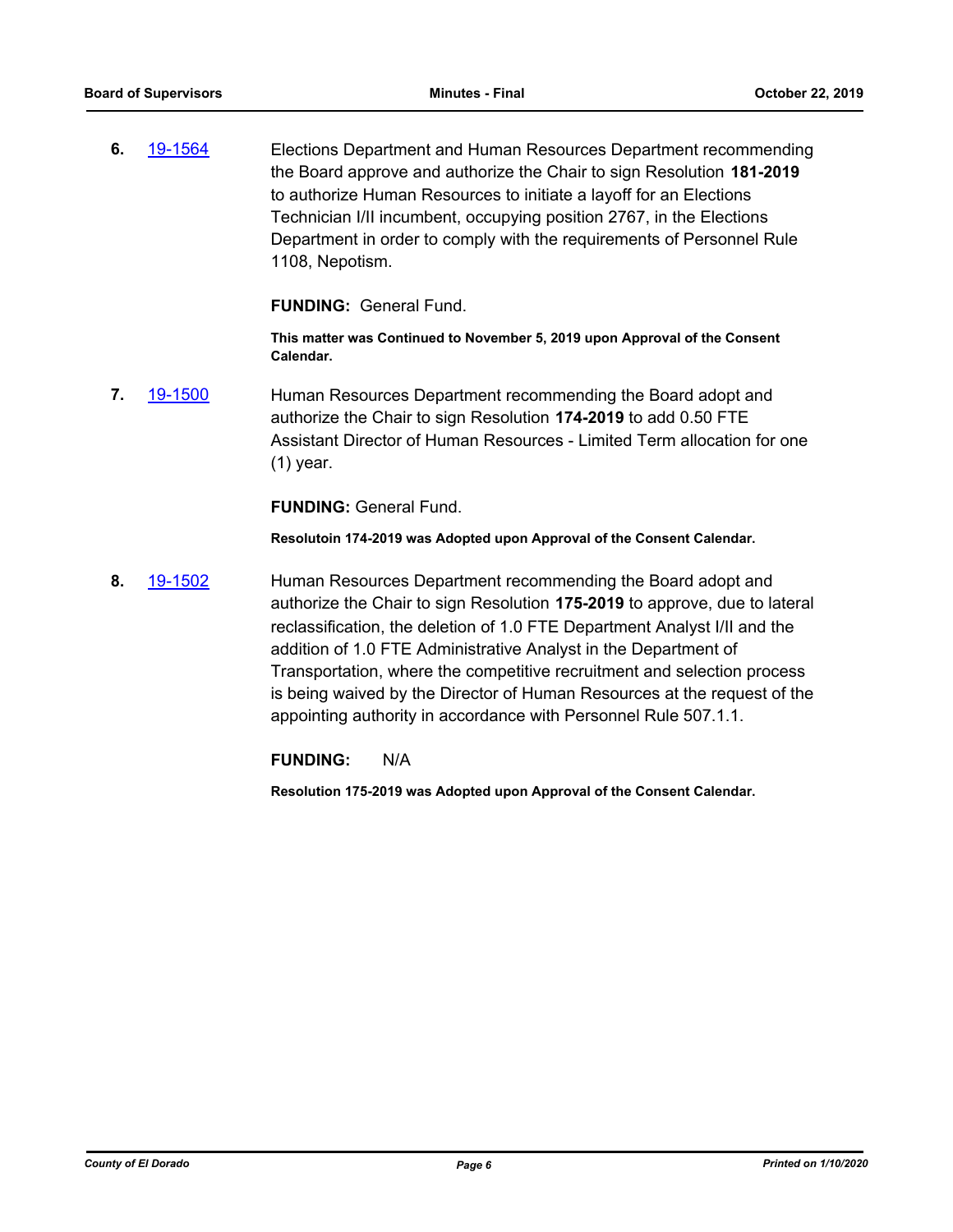**6.** 19-1564 Elections Department and Human Resources Department recommending the Board approve and authorize the Chair to sign Resolution **181-2019** to authorize Human Resources to initiate a layoff for an Elections Technician I/II incumbent, occupying position 2767, in the Elections Department in order to comply with the requirements of Personnel Rule 1108, Nepotism.

**FUNDING:** General Fund.

**This matter was Continued to November 5, 2019 upon Approval of the Consent Calendar.**

**7.** 19-1500 Human Resources Department recommending the Board adopt and authorize the Chair to sign Resolution **174-2019** to add 0.50 FTE Assistant Director of Human Resources - Limited Term allocation for one (1) year.

**FUNDING:** General Fund.

**Resolutoin 174-2019 was Adopted upon Approval of the Consent Calendar.**

**8.** 19-1502 Human Resources Department recommending the Board adopt and authorize the Chair to sign Resolution **175-2019** to approve, due to lateral reclassification, the deletion of 1.0 FTE Department Analyst I/II and the addition of 1.0 FTE Administrative Analyst in the Department of Transportation, where the competitive recruitment and selection process is being waived by the Director of Human Resources at the request of the appointing authority in accordance with Personnel Rule 507.1.1.

**FUNDING:** N/A

**Resolution 175-2019 was Adopted upon Approval of the Consent Calendar.**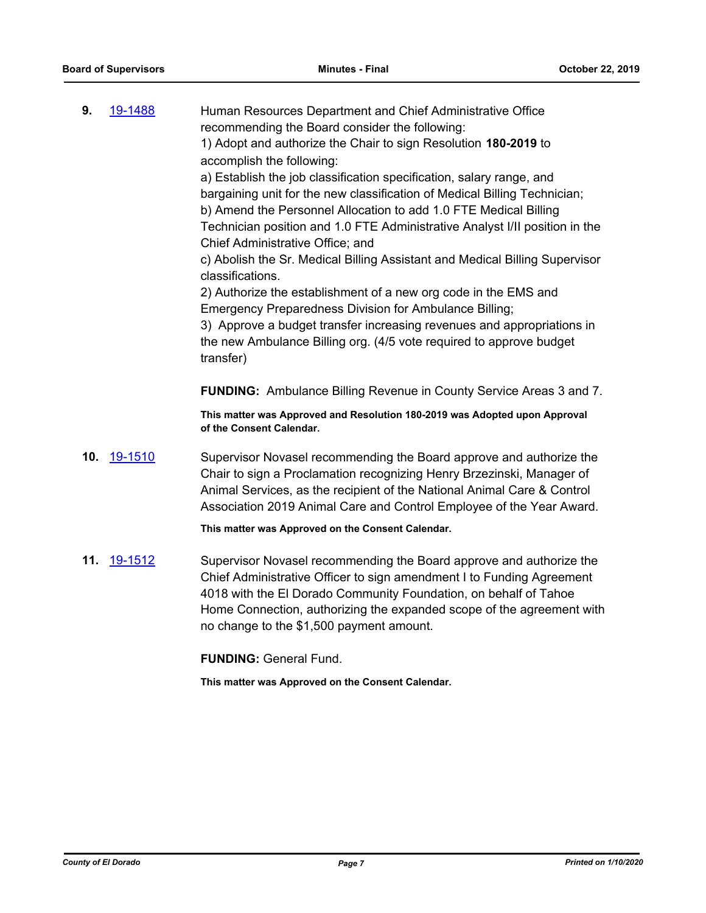**9.** [19-1488](19-1488)

Human Resources Department and Chief Administrative Office recommending the Board consider the following:

1) Adopt and authorize the Chair to sign Resolution **180-2019** to accomplish the following:

a) Establish the job classification specification, salary range, and bargaining unit for the new classification of Medical Billing Technician;

b) Amend the Personnel Allocation to add 1.0 FTE Medical Billing Technician position and 1.0 FTE Administrative Analyst I/II position in the Chief Administrative Office; and

c) Abolish the Sr. Medical Billing Assistant and Medical Billing Supervisor classifications.

2) Authorize the establishment of a new org code in the EMS and Emergency Preparedness Division for Ambulance Billing;

3) Approve a budget transfer increasing revenues and appropriations in the new Ambulance Billing org. (4/5 vote required to approve budget transfer)

**FUNDING:** Ambulance Billing Revenue in County Service Areas 3 and 7.

**This matter was Approved and Resolution 180-2019 was Adopted upon Approval of the Consent Calendar.**

**10.** [19-1510](19-1510)

Supervisor Novasel recommending the Board approve and authorize the Chair to sign a Proclamation recognizing Henry Brzezinski, Manager of Animal Services, as the recipient of the National Animal Care & Control Association 2019 Animal Care and Control Employee of the Year Award.

**This matter was Approved on the Consent Calendar.**

**11.** [19-1512](19-1512)

Supervisor Novasel recommending the Board approve and authorize the Chief Administrative Officer to sign amendment I to Funding Agreement 4018 with the El Dorado Community Foundation, on behalf of Tahoe Home Connection, authorizing the expanded scope of the agreement with no change to the $1,500 payment amount.

**FUNDING:** General Fund.

**This matter was Approved on the Consent Calendar.**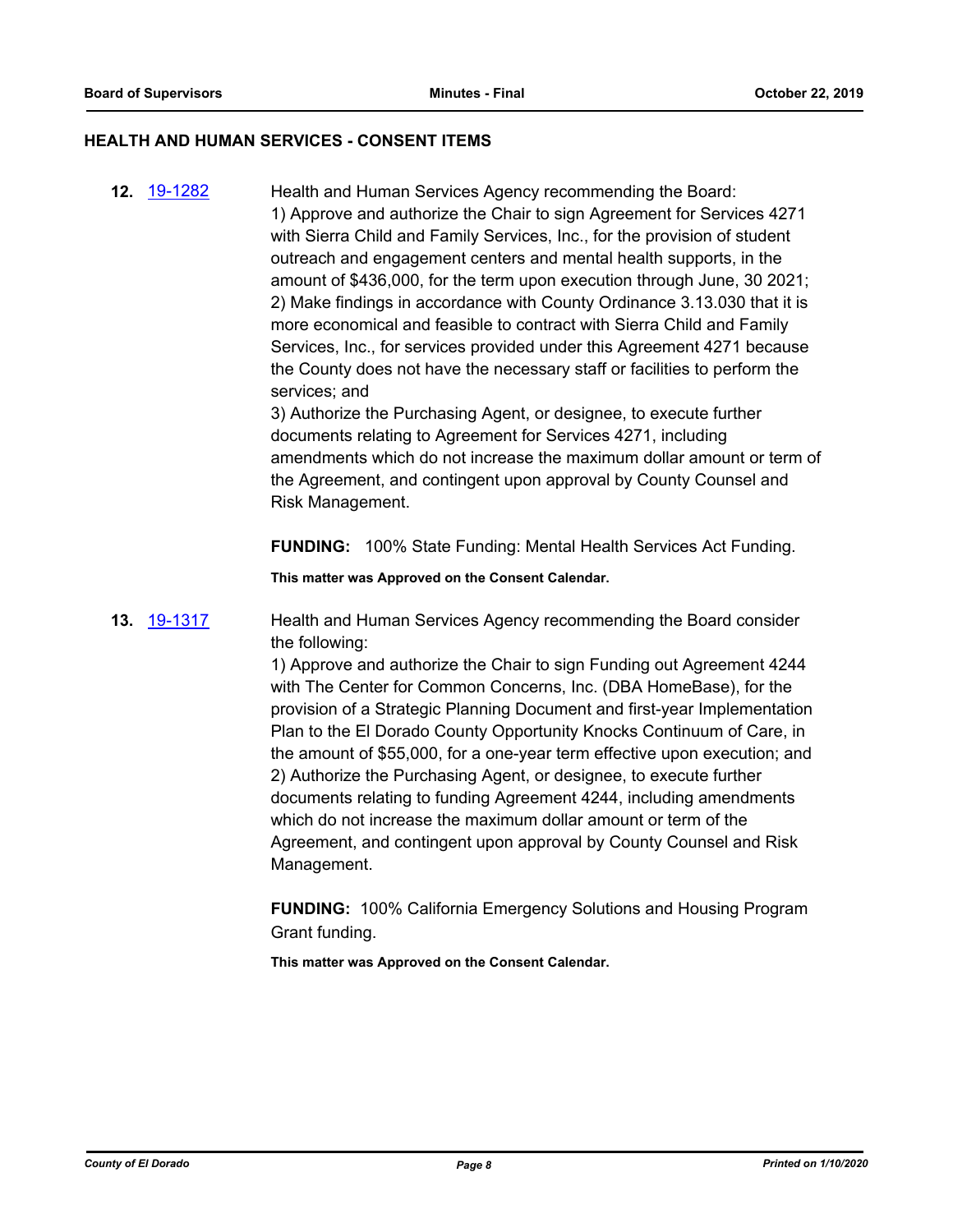## HEALTH AND HUMAN SERVICES - CONSENT ITEMS

**12.** 19-1282

Health and Human Services Agency recommending the Board:
1) Approve and authorize the Chair to sign Agreement for Services 4271 with Sierra Child and Family Services, Inc., for the provision of student outreach and engagement centers and mental health supports, in the amount of $436,000, for the term upon execution through June, 30 2021;
2) Make findings in accordance with County Ordinance 3.13.030 that it is more economical and feasible to contract with Sierra Child and Family Services, Inc., for services provided under this Agreement 4271 because the County does not have the necessary staff or facilities to perform the services; and
3) Authorize the Purchasing Agent, or designee, to execute further documents relating to Agreement for Services 4271, including amendments which do not increase the maximum dollar amount or term of the Agreement, and contingent upon approval by County Counsel and Risk Management.

**FUNDING:** 100% State Funding: Mental Health Services Act Funding.

**This matter was Approved on the Consent Calendar.**

**13.** 19-1317

Health and Human Services Agency recommending the Board consider the following:
1) Approve and authorize the Chair to sign Funding out Agreement 4244 with The Center for Common Concerns, Inc. (DBA HomeBase), for the provision of a Strategic Planning Document and first-year Implementation Plan to the El Dorado County Opportunity Knocks Continuum of Care, in the amount of $55,000, for a one-year term effective upon execution; and
2) Authorize the Purchasing Agent, or designee, to execute further documents relating to funding Agreement 4244, including amendments which do not increase the maximum dollar amount or term of the Agreement, and contingent upon approval by County Counsel and Risk Management.

**FUNDING:** 100% California Emergency Solutions and Housing Program Grant funding.

**This matter was Approved on the Consent Calendar.**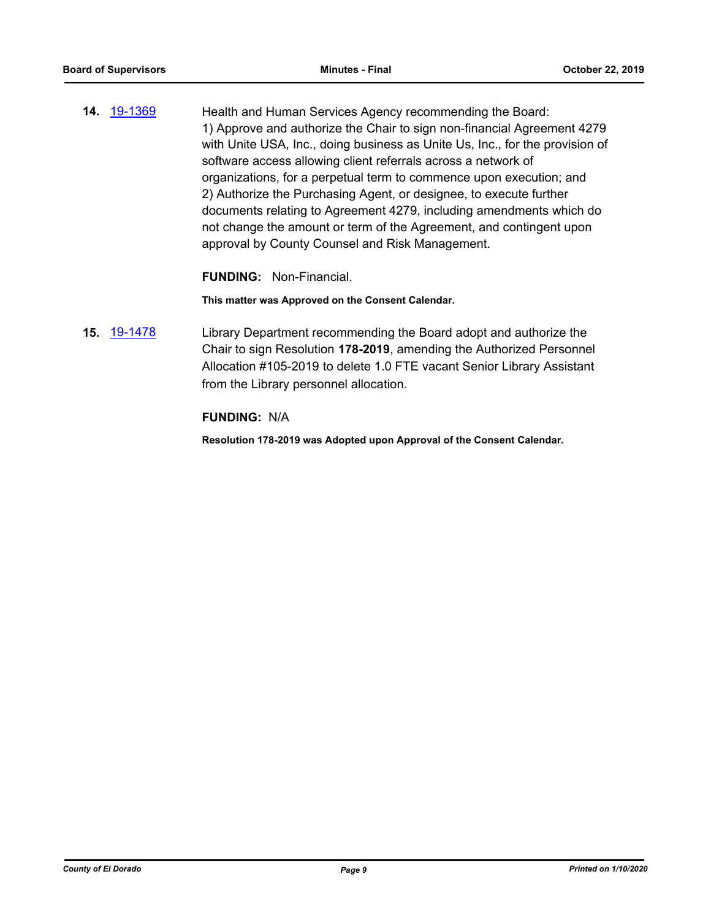**14.** 19-1369 Health and Human Services Agency recommending the Board:
1) Approve and authorize the Chair to sign non-financial Agreement 4279 with Unite USA, Inc., doing business as Unite Us, Inc., for the provision of software access allowing client referrals across a network of organizations, for a perpetual term to commence upon execution; and
2) Authorize the Purchasing Agent, or designee, to execute further documents relating to Agreement 4279, including amendments which do not change the amount or term of the Agreement, and contingent upon approval by County Counsel and Risk Management.

**FUNDING:** Non-Financial.

**This matter was Approved on the Consent Calendar.**

**15.** 19-1478 Library Department recommending the Board adopt and authorize the Chair to sign Resolution **178-2019**, amending the Authorized Personnel Allocation #105-2019 to delete 1.0 FTE vacant Senior Library Assistant from the Library personnel allocation.

**FUNDING:** N/A

**Resolution 178-2019 was Adopted upon Approval of the Consent Calendar.**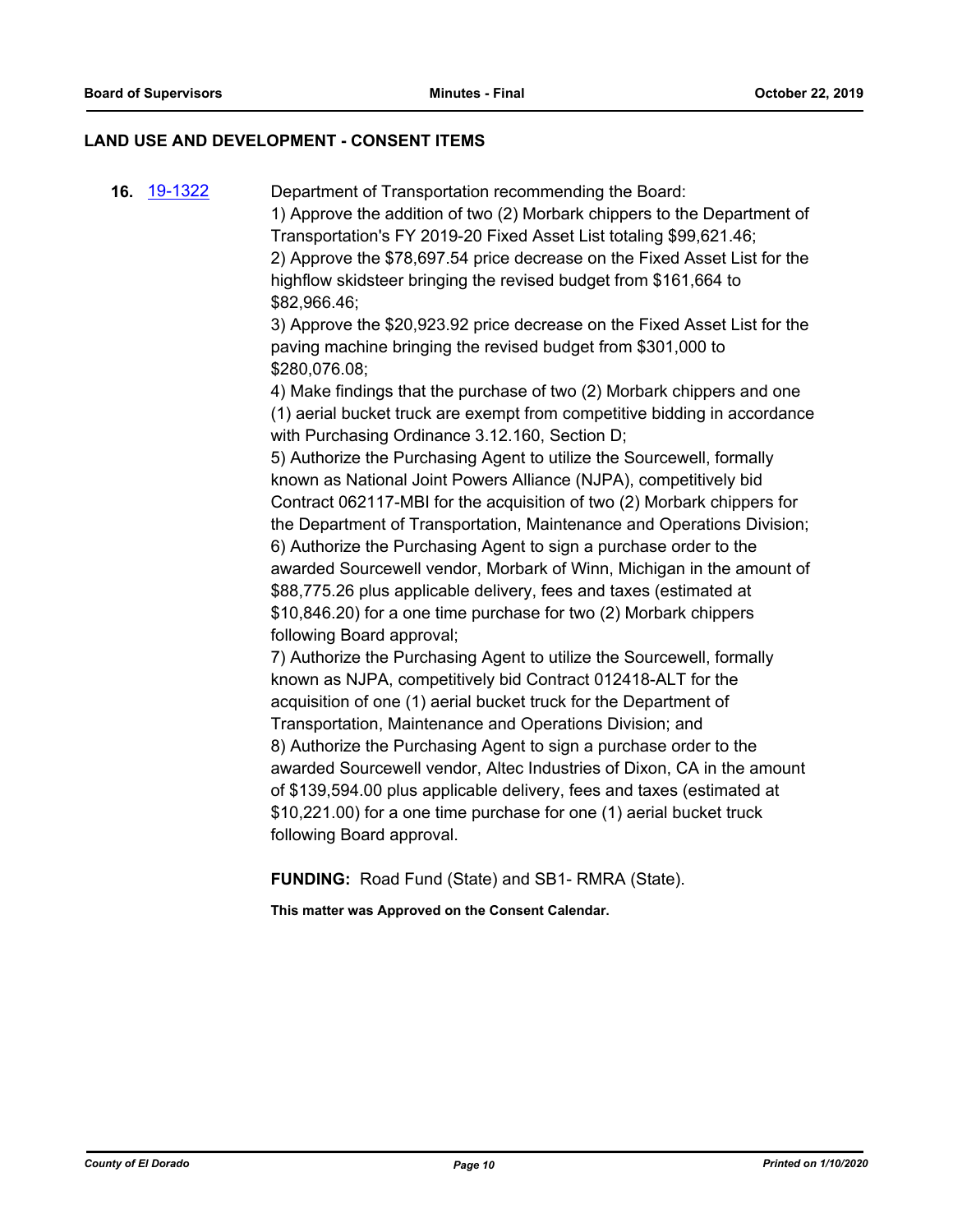## LAND USE AND DEVELOPMENT - CONSENT ITEMS

**16.** 19-1322 Department of Transportation recommending the Board:

1) Approve the addition of two (2) Morbark chippers to the Department of Transportation's FY 2019-20 Fixed Asset List totaling $99,621.46;
2) Approve the $78,697.54 price decrease on the Fixed Asset List for the highflow skidsteer bringing the revised budget from $161,664 to $82,966.46;
3) Approve the $20,923.92 price decrease on the Fixed Asset List for the paving machine bringing the revised budget from $301,000 to $280,076.08;
4) Make findings that the purchase of two (2) Morbark chippers and one (1) aerial bucket truck are exempt from competitive bidding in accordance with Purchasing Ordinance 3.12.160, Section D;
5) Authorize the Purchasing Agent to utilize the Sourcewell, formally known as National Joint Powers Alliance (NJPA), competitively bid Contract 062117-MBI for the acquisition of two (2) Morbark chippers for the Department of Transportation, Maintenance and Operations Division;
6) Authorize the Purchasing Agent to sign a purchase order to the awarded Sourcewell vendor, Morbark of Winn, Michigan in the amount of $88,775.26 plus applicable delivery, fees and taxes (estimated at $10,846.20) for a one time purchase for two (2) Morbark chippers following Board approval;
7) Authorize the Purchasing Agent to utilize the Sourcewell, formally known as NJPA, competitively bid Contract 012418-ALT for the acquisition of one (1) aerial bucket truck for the Department of Transportation, Maintenance and Operations Division; and
8) Authorize the Purchasing Agent to sign a purchase order to the awarded Sourcewell vendor, Altec Industries of Dixon, CA in the amount of $139,594.00 plus applicable delivery, fees and taxes (estimated at $10,221.00) for a one time purchase for one (1) aerial bucket truck following Board approval.

**FUNDING:** Road Fund (State) and SB1- RMRA (State).

**This matter was Approved on the Consent Calendar.**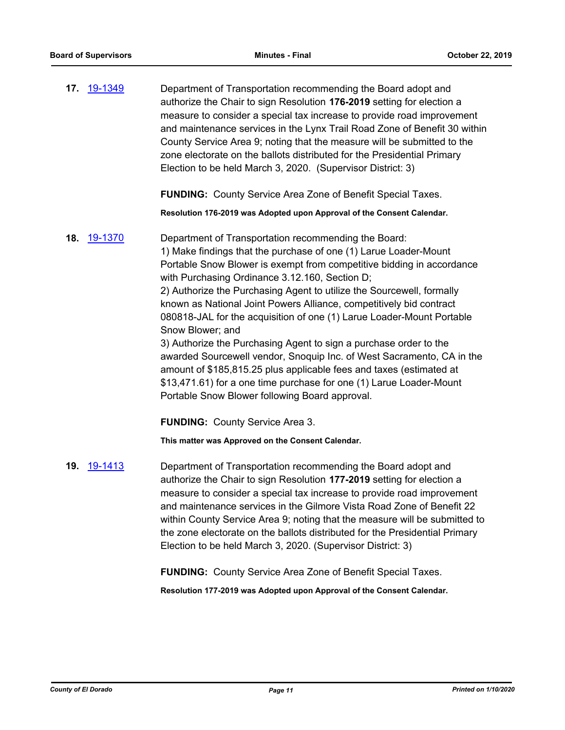**17.** 19-1349

Department of Transportation recommending the Board adopt and authorize the Chair to sign Resolution **176-2019** setting for election a measure to consider a special tax increase to provide road improvement and maintenance services in the Lynx Trail Road Zone of Benefit 30 within County Service Area 9; noting that the measure will be submitted to the zone electorate on the ballots distributed for the Presidential Primary Election to be held March 3, 2020. (Supervisor District: 3)

**FUNDING:** County Service Area Zone of Benefit Special Taxes.

**Resolution 176-2019 was Adopted upon Approval of the Consent Calendar.**

**18.** 19-1370

Department of Transportation recommending the Board:
1) Make findings that the purchase of one (1) Larue Loader-Mount Portable Snow Blower is exempt from competitive bidding in accordance with Purchasing Ordinance 3.12.160, Section D;
2) Authorize the Purchasing Agent to utilize the Sourcewell, formally known as National Joint Powers Alliance, competitively bid contract 080818-JAL for the acquisition of one (1) Larue Loader-Mount Portable Snow Blower; and
3) Authorize the Purchasing Agent to sign a purchase order to the awarded Sourcewell vendor, Snoquip Inc. of West Sacramento, CA in the amount of $185,815.25 plus applicable fees and taxes (estimated at $13,471.61) for a one time purchase for one (1) Larue Loader-Mount Portable Snow Blower following Board approval.

**FUNDING:** County Service Area 3.

**This matter was Approved on the Consent Calendar.**

**19.** 19-1413

Department of Transportation recommending the Board adopt and authorize the Chair to sign Resolution **177-2019** setting for election a measure to consider a special tax increase to provide road improvement and maintenance services in the Gilmore Vista Road Zone of Benefit 22 within County Service Area 9; noting that the measure will be submitted to the zone electorate on the ballots distributed for the Presidential Primary Election to be held March 3, 2020. (Supervisor District: 3)

**FUNDING:** County Service Area Zone of Benefit Special Taxes.

**Resolution 177-2019 was Adopted upon Approval of the Consent Calendar.**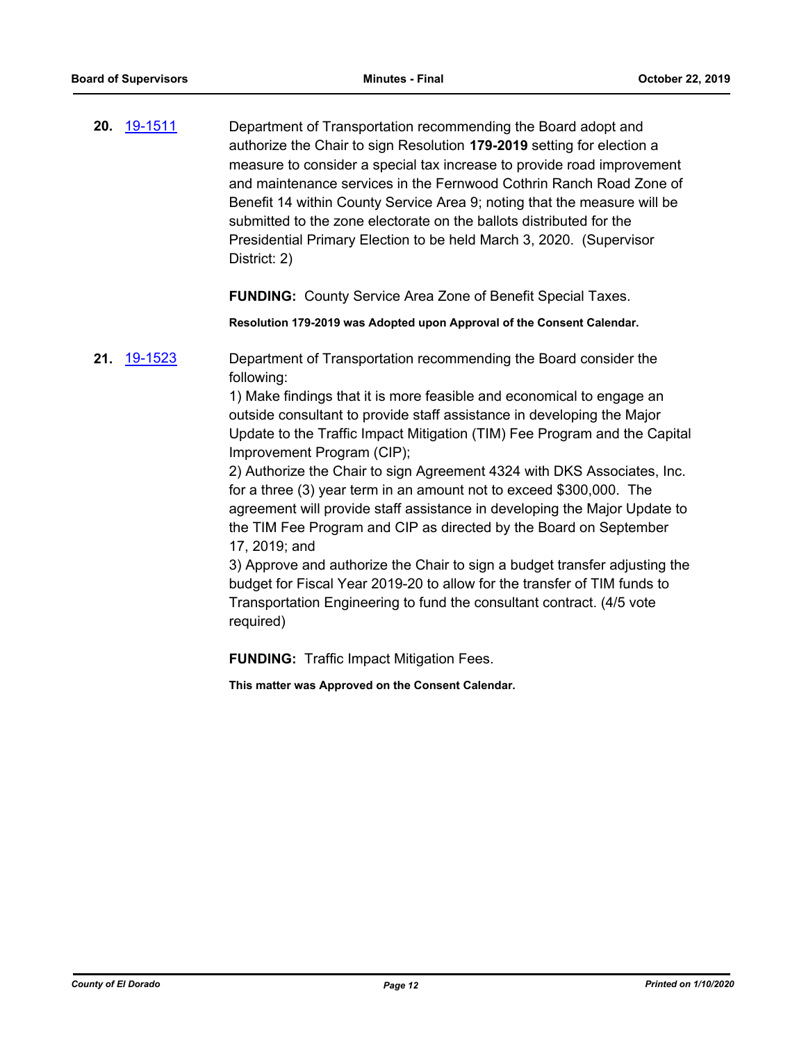**20.** 19-1511 Department of Transportation recommending the Board adopt and authorize the Chair to sign Resolution **179-2019** setting for election a measure to consider a special tax increase to provide road improvement and maintenance services in the Fernwood Cothrin Ranch Road Zone of Benefit 14 within County Service Area 9; noting that the measure will be submitted to the zone electorate on the ballots distributed for the Presidential Primary Election to be held March 3, 2020. (Supervisor District: 2)

**FUNDING:** County Service Area Zone of Benefit Special Taxes.

**Resolution 179-2019 was Adopted upon Approval of the Consent Calendar.**

**21.** 19-1523 Department of Transportation recommending the Board consider the following:

1) Make findings that it is more feasible and economical to engage an outside consultant to provide staff assistance in developing the Major Update to the Traffic Impact Mitigation (TIM) Fee Program and the Capital Improvement Program (CIP);

2) Authorize the Chair to sign Agreement 4324 with DKS Associates, Inc. for a three (3) year term in an amount not to exceed $300,000. The agreement will provide staff assistance in developing the Major Update to the TIM Fee Program and CIP as directed by the Board on September 17, 2019; and

3) Approve and authorize the Chair to sign a budget transfer adjusting the budget for Fiscal Year 2019-20 to allow for the transfer of TIM funds to Transportation Engineering to fund the consultant contract. (4/5 vote required)

**FUNDING:** Traffic Impact Mitigation Fees.

**This matter was Approved on the Consent Calendar.**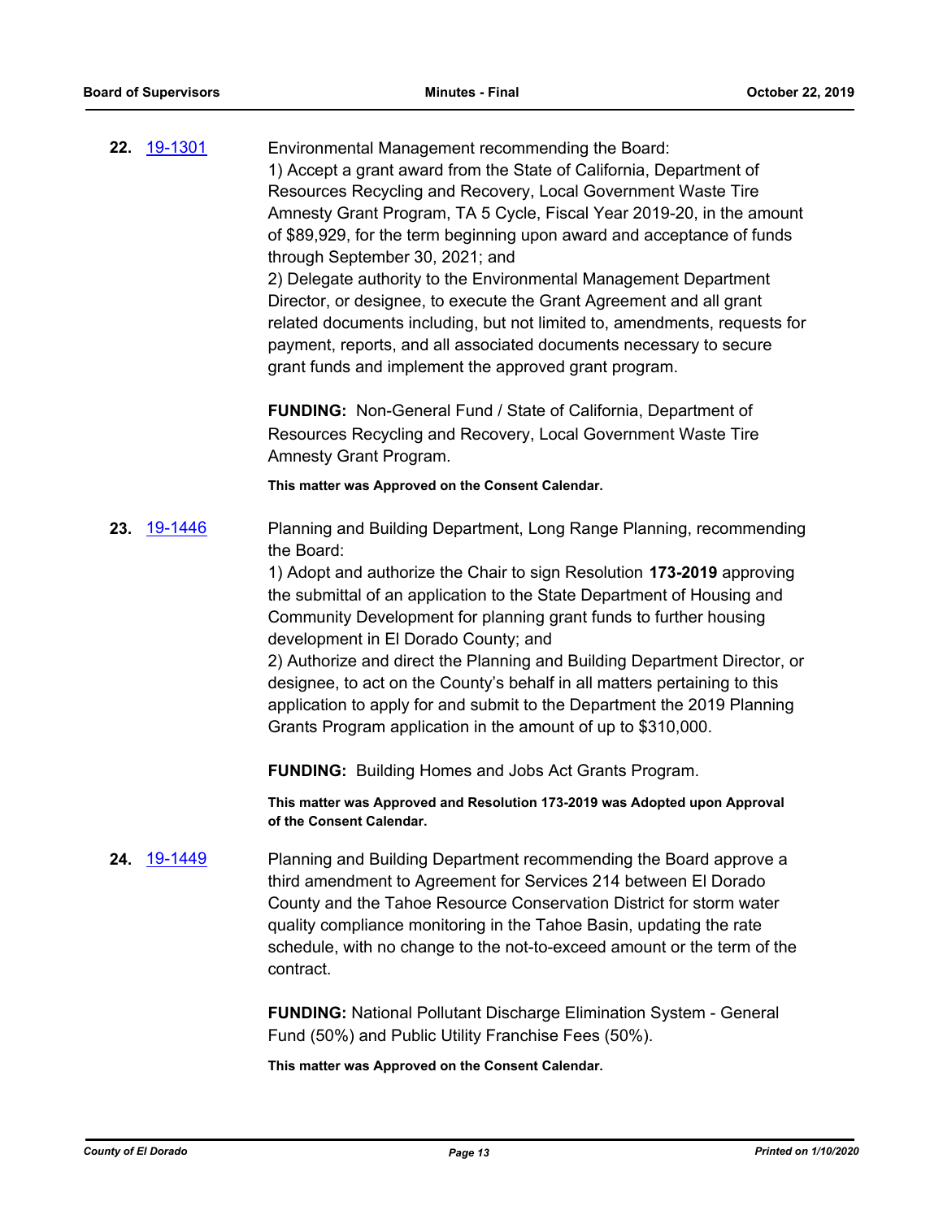**22.** 19-1301

Environmental Management recommending the Board:
1) Accept a grant award from the State of California, Department of Resources Recycling and Recovery, Local Government Waste Tire Amnesty Grant Program, TA 5 Cycle, Fiscal Year 2019-20, in the amount of $89,929, for the term beginning upon award and acceptance of funds through September 30, 2021; and
2) Delegate authority to the Environmental Management Department Director, or designee, to execute the Grant Agreement and all grant related documents including, but not limited to, amendments, requests for payment, reports, and all associated documents necessary to secure grant funds and implement the approved grant program.

**FUNDING:** Non-General Fund / State of California, Department of Resources Recycling and Recovery, Local Government Waste Tire Amnesty Grant Program.

**This matter was Approved on the Consent Calendar.**

**23.** 19-1446

Planning and Building Department, Long Range Planning, recommending the Board:
1) Adopt and authorize the Chair to sign Resolution **173-2019** approving the submittal of an application to the State Department of Housing and Community Development for planning grant funds to further housing development in El Dorado County; and
2) Authorize and direct the Planning and Building Department Director, or designee, to act on the County's behalf in all matters pertaining to this application to apply for and submit to the Department the 2019 Planning Grants Program application in the amount of up to $310,000.

**FUNDING:** Building Homes and Jobs Act Grants Program.

**This matter was Approved and Resolution 173-2019 was Adopted upon Approval of the Consent Calendar.**

**24.** 19-1449

Planning and Building Department recommending the Board approve a third amendment to Agreement for Services 214 between El Dorado County and the Tahoe Resource Conservation District for storm water quality compliance monitoring in the Tahoe Basin, updating the rate schedule, with no change to the not-to-exceed amount or the term of the contract.

**FUNDING:** National Pollutant Discharge Elimination System - General Fund (50%) and Public Utility Franchise Fees (50%).

**This matter was Approved on the Consent Calendar.**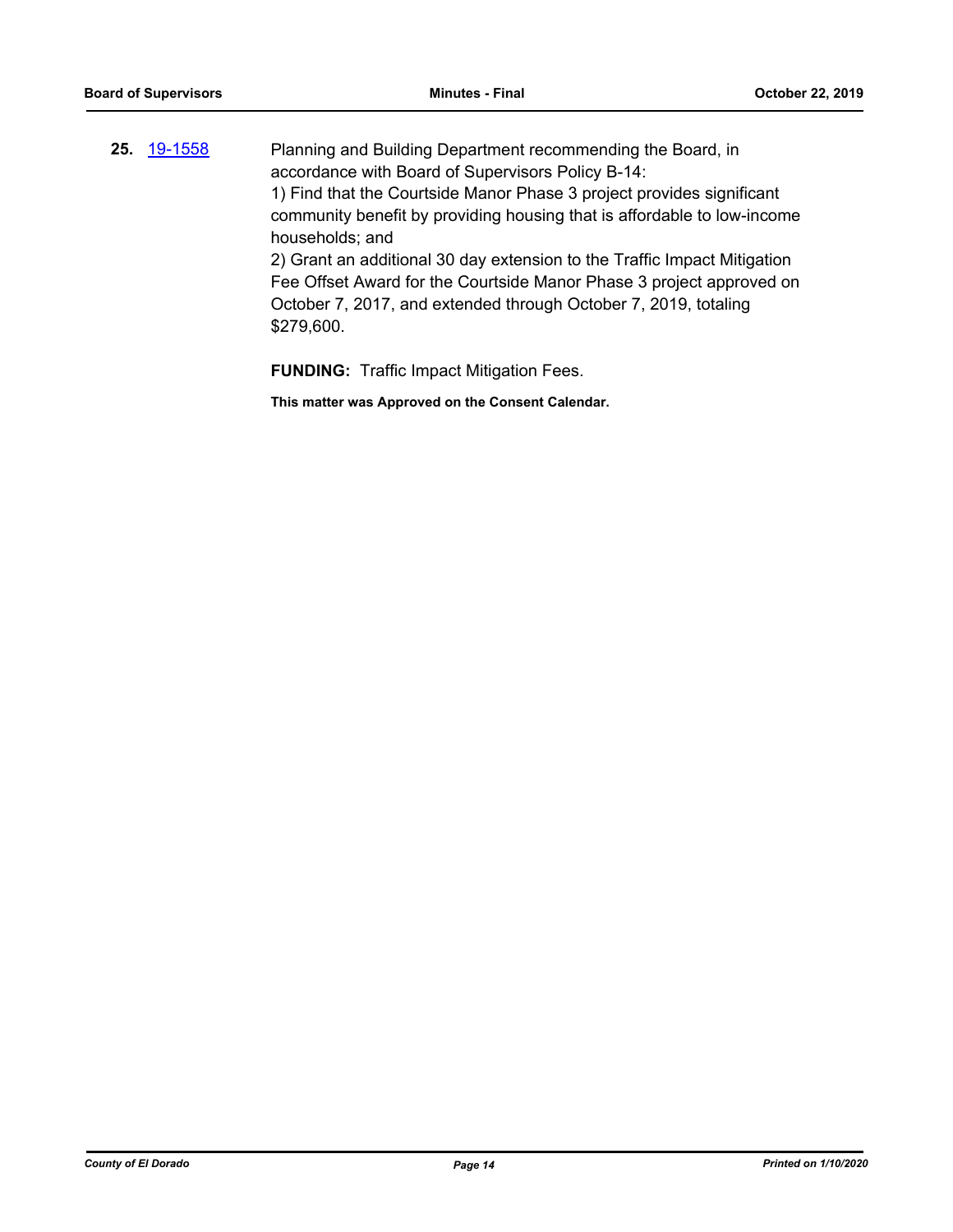**25.** 19-1558 Planning and Building Department recommending the Board, in accordance with Board of Supervisors Policy B-14:

1) Find that the Courtside Manor Phase 3 project provides significant community benefit by providing housing that is affordable to low-income households; and

2) Grant an additional 30 day extension to the Traffic Impact Mitigation Fee Offset Award for the Courtside Manor Phase 3 project approved on October 7, 2017, and extended through October 7, 2019, totaling $279,600.

**FUNDING:** Traffic Impact Mitigation Fees.

**This matter was Approved on the Consent Calendar.**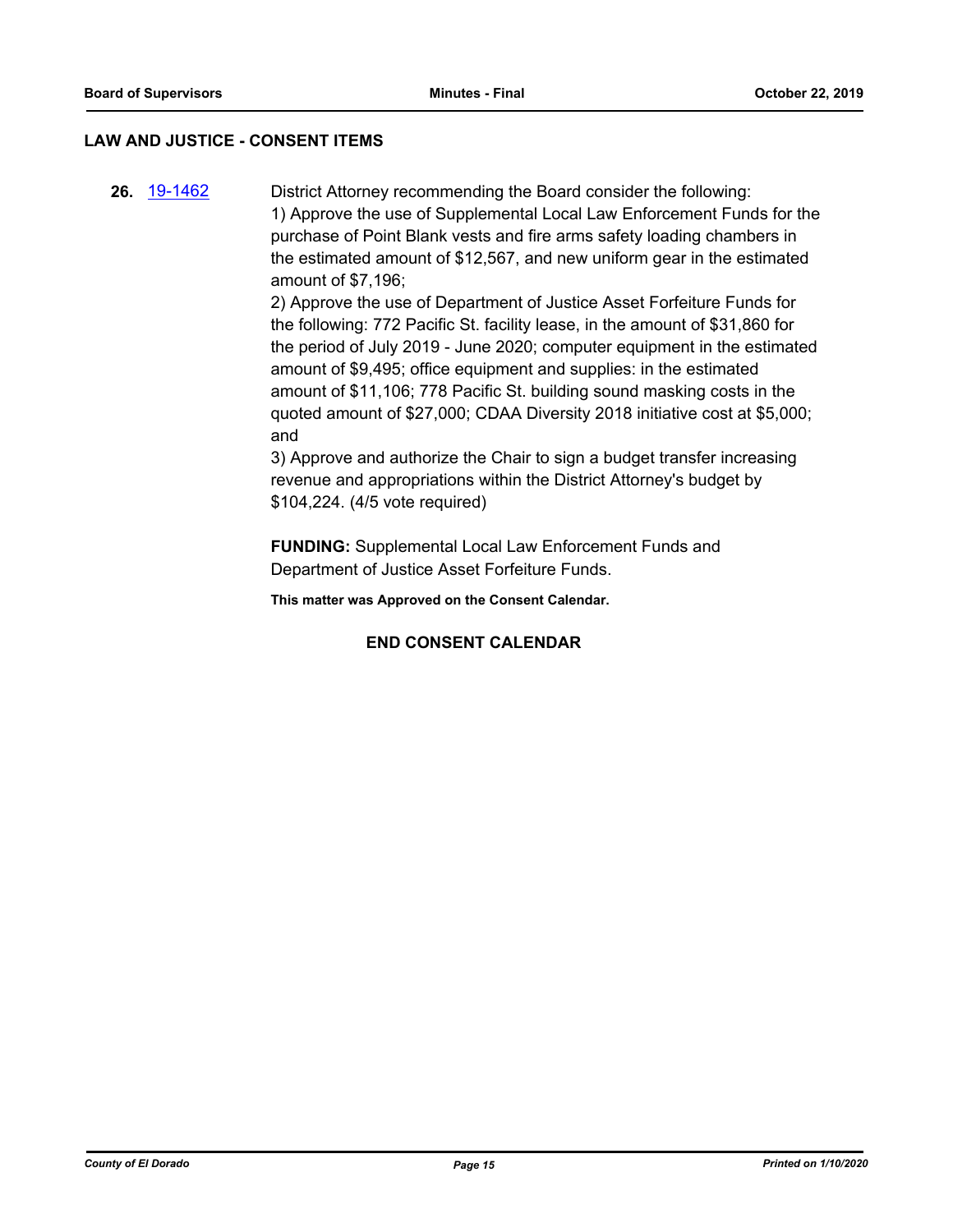## LAW AND JUSTICE - CONSENT ITEMS

**26.** 19-1462

District Attorney recommending the Board consider the following:
1) Approve the use of Supplemental Local Law Enforcement Funds for the purchase of Point Blank vests and fire arms safety loading chambers in the estimated amount of $12,567, and new uniform gear in the estimated amount of $7,196;
2) Approve the use of Department of Justice Asset Forfeiture Funds for the following: 772 Pacific St. facility lease, in the amount of $31,860 for the period of July 2019 - June 2020; computer equipment in the estimated amount of $9,495; office equipment and supplies: in the estimated amount of $11,106; 778 Pacific St. building sound masking costs in the quoted amount of $27,000; CDAA Diversity 2018 initiative cost at $5,000; and
3) Approve and authorize the Chair to sign a budget transfer increasing revenue and appropriations within the District Attorney's budget by $104,224. (4/5 vote required)

**FUNDING:** Supplemental Local Law Enforcement Funds and Department of Justice Asset Forfeiture Funds.

**This matter was Approved on the Consent Calendar.**

**END CONSENT CALENDAR**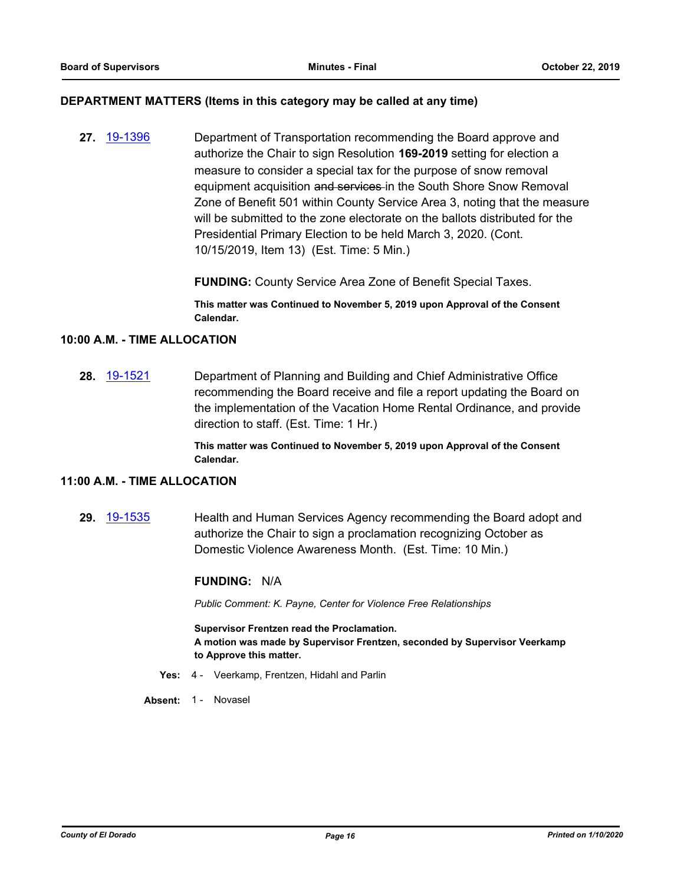## DEPARTMENT MATTERS (Items in this category may be called at any time)

**27.** 19-1396

Department of Transportation recommending the Board approve and authorize the Chair to sign Resolution **169-2019** setting for election a measure to consider a special tax for the purpose of snow removal equipment acquisition ~~and services~~ in the South Shore Snow Removal Zone of Benefit 501 within County Service Area 3, noting that the measure will be submitted to the zone electorate on the ballots distributed for the Presidential Primary Election to be held March 3, 2020. (Cont. 10/15/2019, Item 13) (Est. Time: 5 Min.)

**FUNDING:** County Service Area Zone of Benefit Special Taxes.

**This matter was Continued to November 5, 2019 upon Approval of the Consent Calendar.**

## 10:00 A.M. - TIME ALLOCATION

**28.** 19-1521

Department of Planning and Building and Chief Administrative Office recommending the Board receive and file a report updating the Board on the implementation of the Vacation Home Rental Ordinance, and provide direction to staff. (Est. Time: 1 Hr.)

**This matter was Continued to November 5, 2019 upon Approval of the Consent Calendar.**

## 11:00 A.M. - TIME ALLOCATION

**29.** 19-1535

Health and Human Services Agency recommending the Board adopt and authorize the Chair to sign a proclamation recognizing October as Domestic Violence Awareness Month. (Est. Time: 10 Min.)

**FUNDING:** N/A

*Public Comment: K. Payne, Center for Violence Free Relationships*

**Supervisor Frentzen read the Proclamation.**
**A motion was made by Supervisor Frentzen, seconded by Supervisor Veerkamp to Approve this matter.**

**Yes:** 4 - Veerkamp, Frentzen, Hidahl and Parlin

**Absent:** 1 - Novasel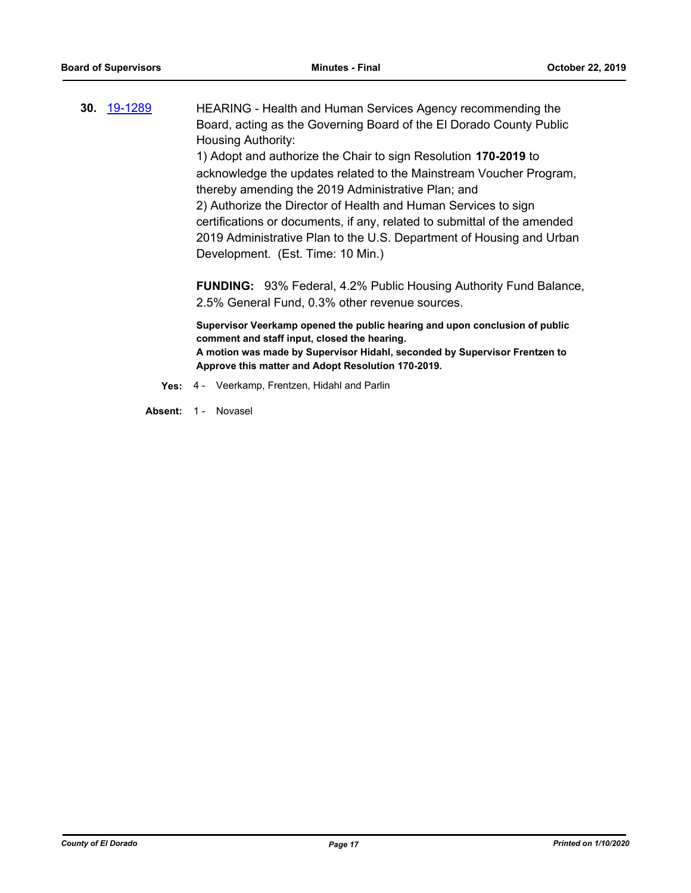**30.** 19-1289 HEARING - Health and Human Services Agency recommending the Board, acting as the Governing Board of the El Dorado County Public Housing Authority:

1) Adopt and authorize the Chair to sign Resolution **170-2019** to acknowledge the updates related to the Mainstream Voucher Program, thereby amending the 2019 Administrative Plan; and

2) Authorize the Director of Health and Human Services to sign certifications or documents, if any, related to submittal of the amended 2019 Administrative Plan to the U.S. Department of Housing and Urban Development. (Est. Time: 10 Min.)

**FUNDING:** 93% Federal, 4.2% Public Housing Authority Fund Balance, 2.5% General Fund, 0.3% other revenue sources.

**Supervisor Veerkamp opened the public hearing and upon conclusion of public comment and staff input, closed the hearing.**

**A motion was made by Supervisor Hidahl, seconded by Supervisor Frentzen to Approve this matter and Adopt Resolution 170-2019.**

**Yes:** 4 - Veerkamp, Frentzen, Hidahl and Parlin

**Absent:** 1 - Novasel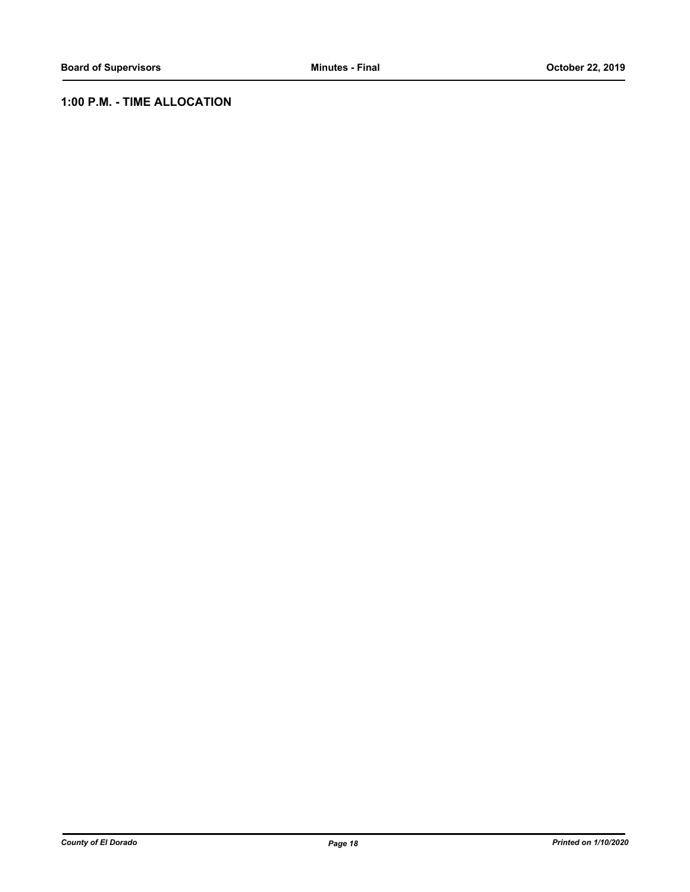## 1:00 P.M. - TIME ALLOCATION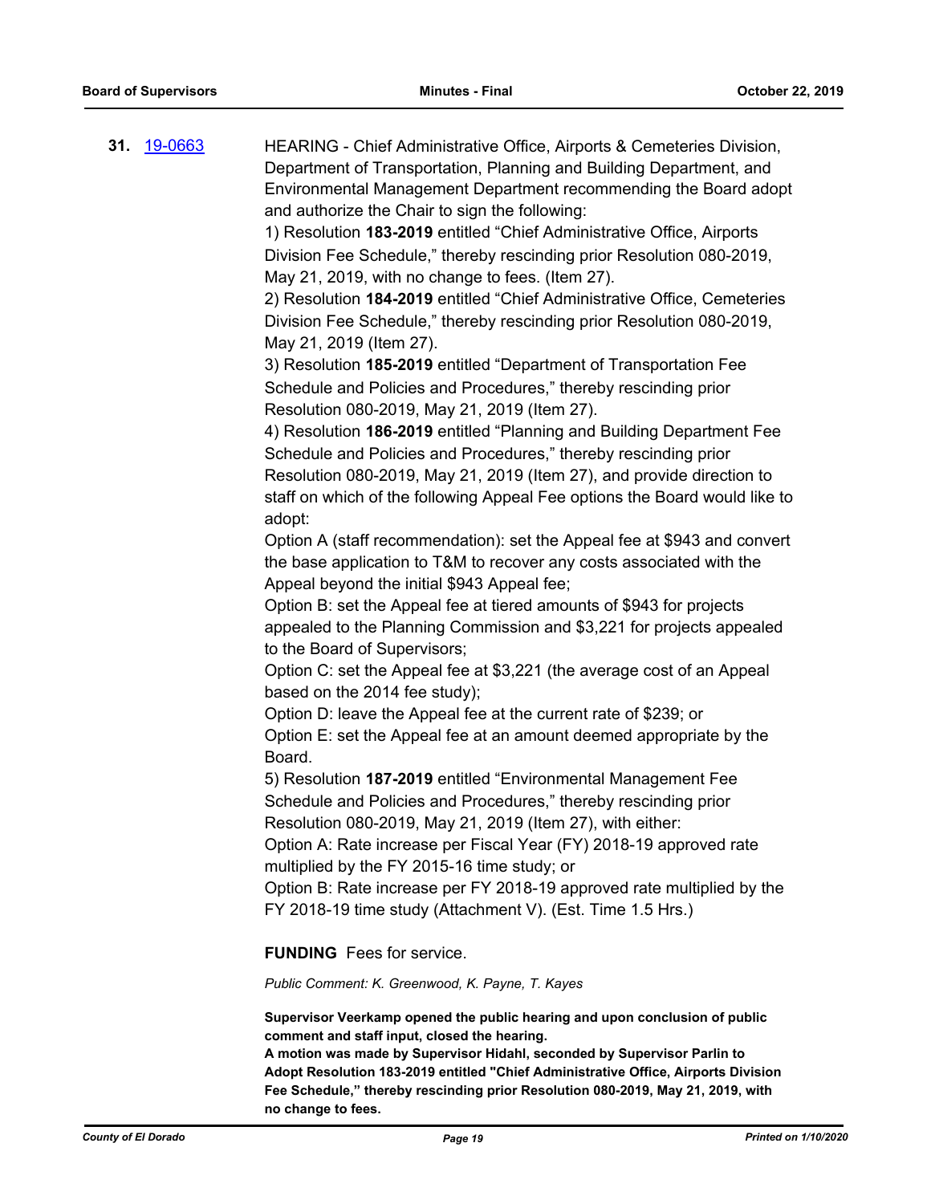**31.** 19-0663 HEARING - Chief Administrative Office, Airports & Cemeteries Division, Department of Transportation, Planning and Building Department, and Environmental Management Department recommending the Board adopt and authorize the Chair to sign the following:

1) Resolution **183-2019** entitled "Chief Administrative Office, Airports Division Fee Schedule," thereby rescinding prior Resolution 080-2019, May 21, 2019, with no change to fees. (Item 27).

2) Resolution **184-2019** entitled "Chief Administrative Office, Cemeteries Division Fee Schedule," thereby rescinding prior Resolution 080-2019, May 21, 2019 (Item 27).

3) Resolution **185-2019** entitled "Department of Transportation Fee Schedule and Policies and Procedures," thereby rescinding prior Resolution 080-2019, May 21, 2019 (Item 27).

4) Resolution **186-2019** entitled "Planning and Building Department Fee Schedule and Policies and Procedures," thereby rescinding prior Resolution 080-2019, May 21, 2019 (Item 27), and provide direction to staff on which of the following Appeal Fee options the Board would like to adopt:

Option A (staff recommendation): set the Appeal fee at $943 and convert the base application to T&M to recover any costs associated with the Appeal beyond the initial $943 Appeal fee;

Option B: set the Appeal fee at tiered amounts of $943 for projects appealed to the Planning Commission and $3,221 for projects appealed to the Board of Supervisors;

Option C: set the Appeal fee at $3,221 (the average cost of an Appeal based on the 2014 fee study);

Option D: leave the Appeal fee at the current rate of $239; or

Option E: set the Appeal fee at an amount deemed appropriate by the Board.

5) Resolution **187-2019** entitled "Environmental Management Fee Schedule and Policies and Procedures," thereby rescinding prior Resolution 080-2019, May 21, 2019 (Item 27), with either:

Option A: Rate increase per Fiscal Year (FY) 2018-19 approved rate multiplied by the FY 2015-16 time study; or

Option B: Rate increase per FY 2018-19 approved rate multiplied by the FY 2018-19 time study (Attachment V). (Est. Time 1.5 Hrs.)

**FUNDING** Fees for service.

*Public Comment: K. Greenwood, K. Payne, T. Kayes*

**Supervisor Veerkamp opened the public hearing and upon conclusion of public comment and staff input, closed the hearing.**

**A motion was made by Supervisor Hidahl, seconded by Supervisor Parlin to Adopt Resolution 183-2019 entitled "Chief Administrative Office, Airports Division Fee Schedule," thereby rescinding prior Resolution 080-2019, May 21, 2019, with no change to fees.**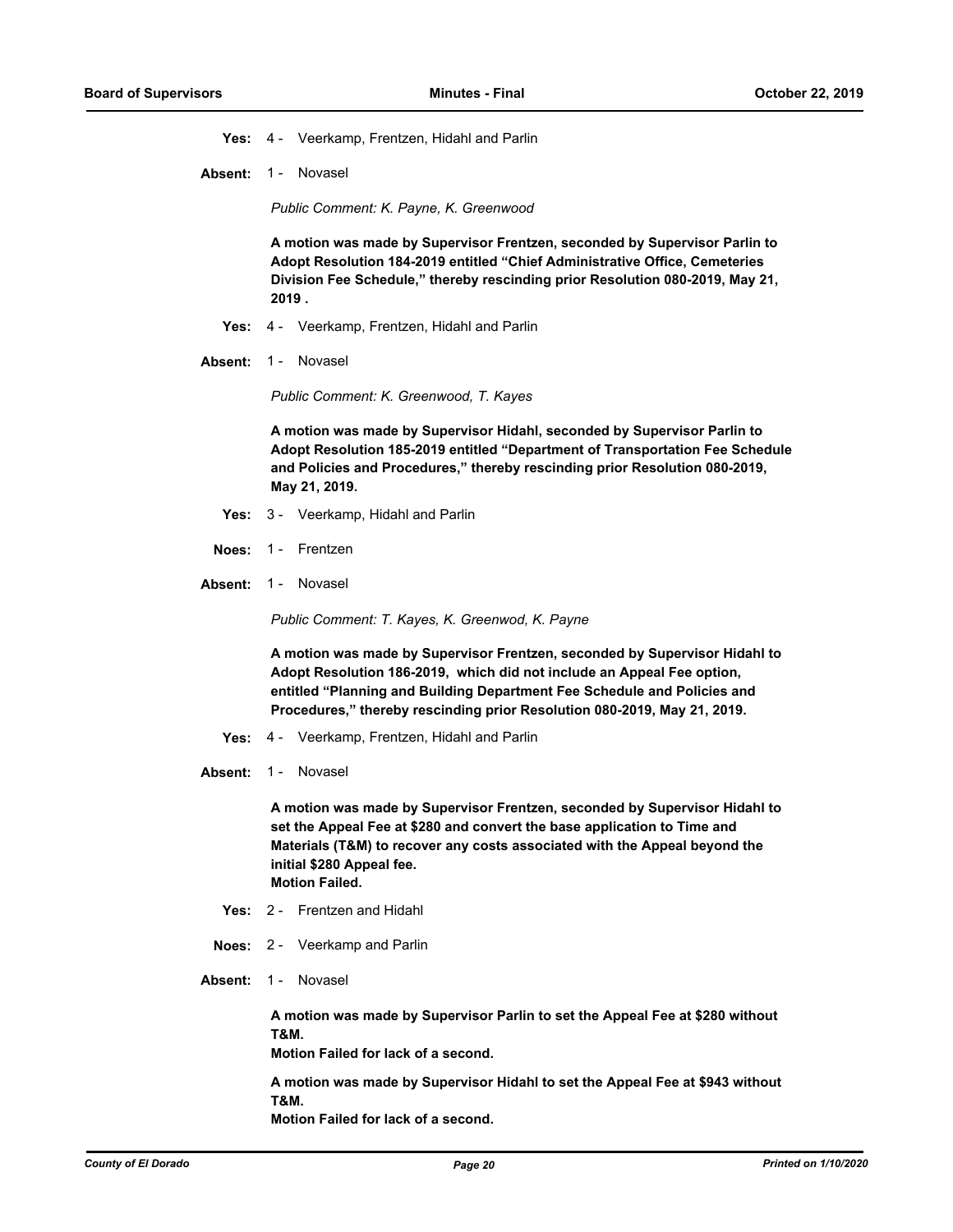**Yes:** 4 - Veerkamp, Frentzen, Hidahl and Parlin

**Absent:** 1 - Novasel

*Public Comment: K. Payne, K. Greenwood*

**A motion was made by Supervisor Frentzen, seconded by Supervisor Parlin to Adopt Resolution 184-2019 entitled "Chief Administrative Office, Cemeteries Division Fee Schedule," thereby rescinding prior Resolution 080-2019, May 21, 2019 .**

**Yes:** 4 - Veerkamp, Frentzen, Hidahl and Parlin

**Absent:** 1 - Novasel

*Public Comment: K. Greenwood, T. Kayes*

**A motion was made by Supervisor Hidahl, seconded by Supervisor Parlin to Adopt Resolution 185-2019 entitled "Department of Transportation Fee Schedule and Policies and Procedures," thereby rescinding prior Resolution 080-2019, May 21, 2019.**

**Yes:** 3 - Veerkamp, Hidahl and Parlin

**Noes:** 1 - Frentzen

**Absent:** 1 - Novasel

*Public Comment: T. Kayes, K. Greenwod, K. Payne*

**A motion was made by Supervisor Frentzen, seconded by Supervisor Hidahl to Adopt Resolution 186-2019, which did not include an Appeal Fee option, entitled "Planning and Building Department Fee Schedule and Policies and Procedures," thereby rescinding prior Resolution 080-2019, May 21, 2019.**

**Yes:** 4 - Veerkamp, Frentzen, Hidahl and Parlin

**Absent:** 1 - Novasel

**A motion was made by Supervisor Frentzen, seconded by Supervisor Hidahl to set the Appeal Fee at $280 and convert the base application to Time and Materials (T&M) to recover any costs associated with the Appeal beyond the initial $280 Appeal fee.**
**Motion Failed.**

**Yes:** 2 - Frentzen and Hidahl

**Noes:** 2 - Veerkamp and Parlin

**Absent:** 1 - Novasel

**A motion was made by Supervisor Parlin to set the Appeal Fee at $280 without T&M.**
**Motion Failed for lack of a second.**

**A motion was made by Supervisor Hidahl to set the Appeal Fee at $943 without T&M.**
**Motion Failed for lack of a second.**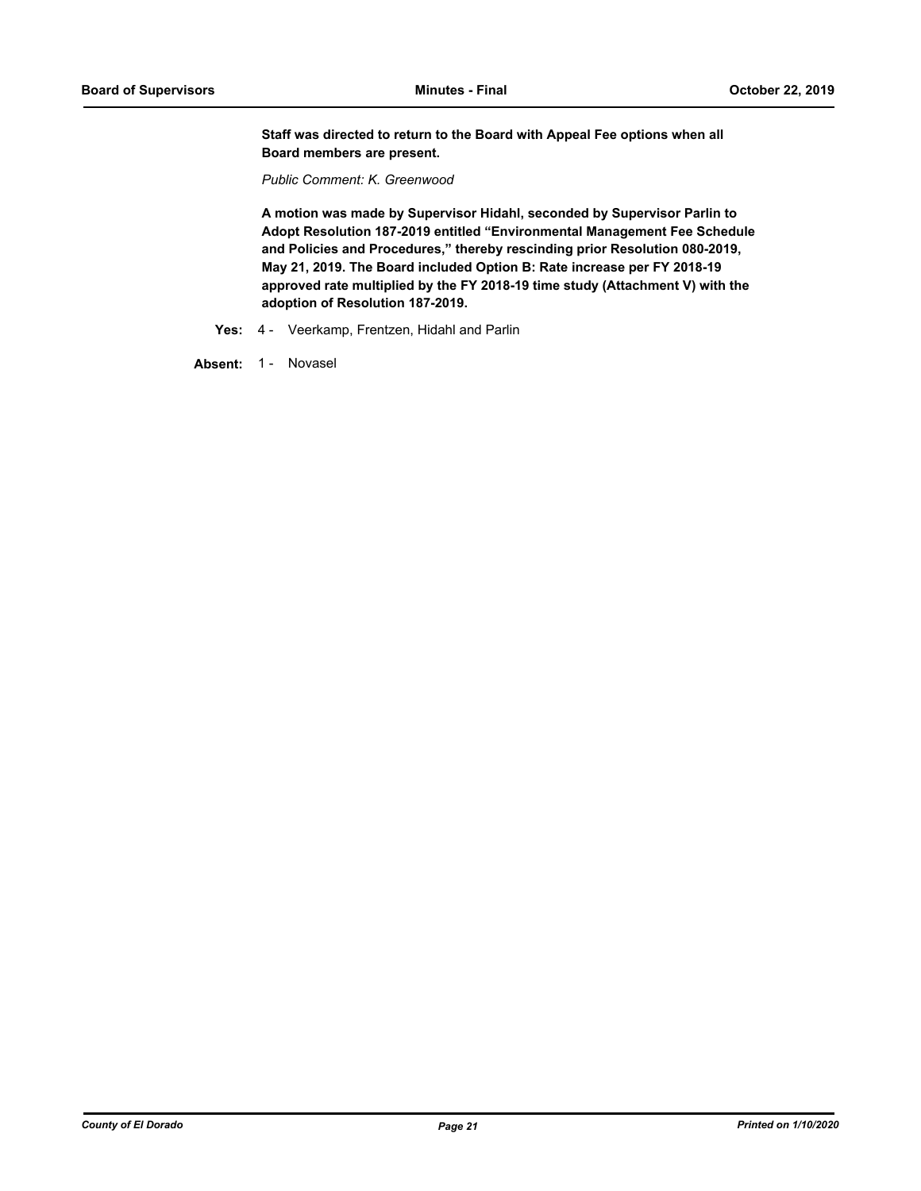**Staff was directed to return to the Board with Appeal Fee options when all Board members are present.**

*Public Comment: K. Greenwood*

**A motion was made by Supervisor Hidahl, seconded by Supervisor Parlin to Adopt Resolution 187-2019 entitled "Environmental Management Fee Schedule and Policies and Procedures," thereby rescinding prior Resolution 080-2019, May 21, 2019. The Board included Option B: Rate increase per FY 2018-19 approved rate multiplied by the FY 2018-19 time study (Attachment V) with the adoption of Resolution 187-2019.**

**Yes:** 4 - Veerkamp, Frentzen, Hidahl and Parlin

**Absent:** 1 - Novasel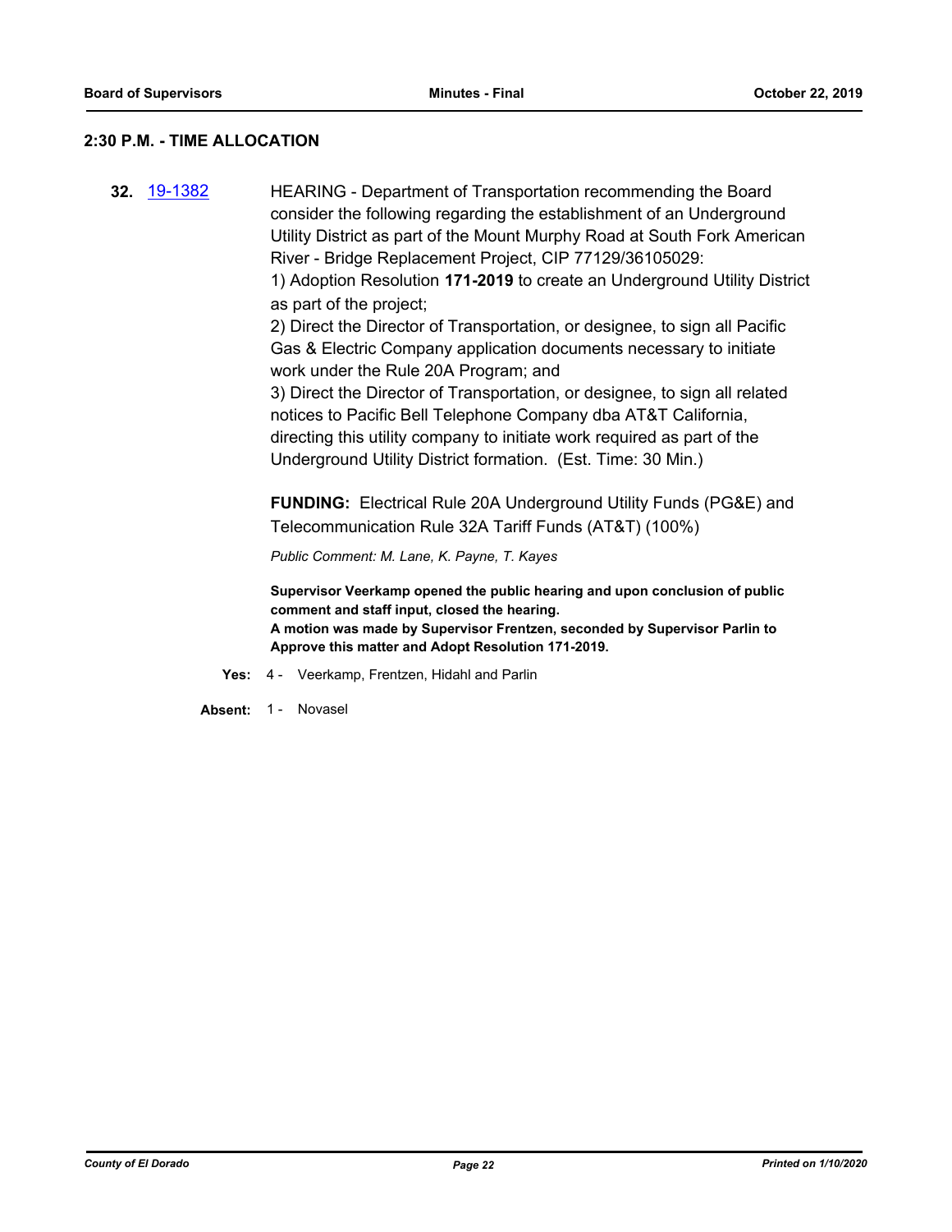## 2:30 P.M. - TIME ALLOCATION

**32.** 19-1382

HEARING - Department of Transportation recommending the Board consider the following regarding the establishment of an Underground Utility District as part of the Mount Murphy Road at South Fork American River - Bridge Replacement Project, CIP 77129/36105029:

1) Adoption Resolution **171-2019** to create an Underground Utility District as part of the project;

2) Direct the Director of Transportation, or designee, to sign all Pacific Gas & Electric Company application documents necessary to initiate work under the Rule 20A Program; and

3) Direct the Director of Transportation, or designee, to sign all related notices to Pacific Bell Telephone Company dba AT&T California, directing this utility company to initiate work required as part of the Underground Utility District formation. (Est. Time: 30 Min.)

**FUNDING:** Electrical Rule 20A Underground Utility Funds (PG&E) and Telecommunication Rule 32A Tariff Funds (AT&T) (100%)

*Public Comment: M. Lane, K. Payne, T. Kayes*

**Supervisor Veerkamp opened the public hearing and upon conclusion of public comment and staff input, closed the hearing.**
**A motion was made by Supervisor Frentzen, seconded by Supervisor Parlin to Approve this matter and Adopt Resolution 171-2019.**

**Yes:** 4 - Veerkamp, Frentzen, Hidahl and Parlin

**Absent:** 1 - Novasel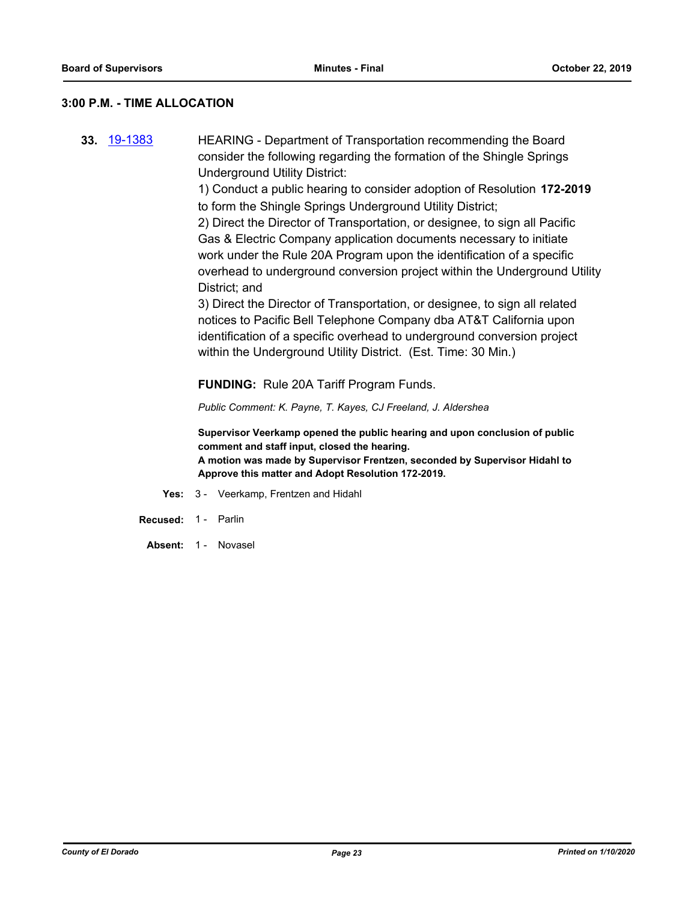## 3:00 P.M. - TIME ALLOCATION

**33.** [19-1383](19-1383) HEARING - Department of Transportation recommending the Board consider the following regarding the formation of the Shingle Springs Underground Utility District:

1) Conduct a public hearing to consider adoption of Resolution **172-2019** to form the Shingle Springs Underground Utility District;

2) Direct the Director of Transportation, or designee, to sign all Pacific Gas & Electric Company application documents necessary to initiate work under the Rule 20A Program upon the identification of a specific overhead to underground conversion project within the Underground Utility District; and

3) Direct the Director of Transportation, or designee, to sign all related notices to Pacific Bell Telephone Company dba AT&T California upon identification of a specific overhead to underground conversion project within the Underground Utility District. (Est. Time: 30 Min.)

**FUNDING:** Rule 20A Tariff Program Funds.

*Public Comment: K. Payne, T. Kayes, CJ Freeland, J. Aldershea*

**Supervisor Veerkamp opened the public hearing and upon conclusion of public comment and staff input, closed the hearing.**
**A motion was made by Supervisor Frentzen, seconded by Supervisor Hidahl to Approve this matter and Adopt Resolution 172-2019.**

**Yes:** 3 - Veerkamp, Frentzen and Hidahl

**Recused:** 1 - Parlin

**Absent:** 1 - Novasel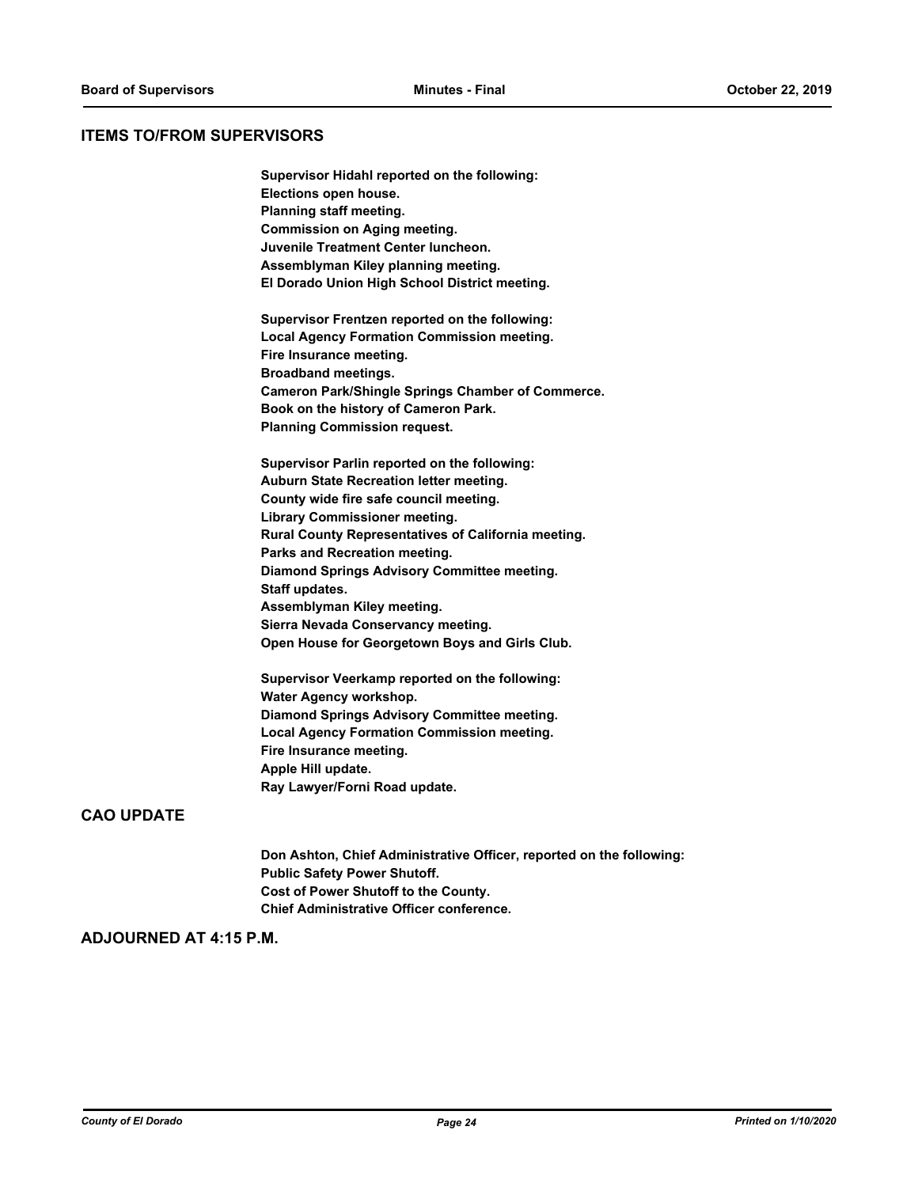## ITEMS TO/FROM SUPERVISORS

**Supervisor Hidahl reported on the following:**
**Elections open house.**
**Planning staff meeting.**
**Commission on Aging meeting.**
**Juvenile Treatment Center luncheon.**
**Assemblyman Kiley planning meeting.**
**El Dorado Union High School District meeting.**

**Supervisor Frentzen reported on the following:**
**Local Agency Formation Commission meeting.**
**Fire Insurance meeting.**
**Broadband meetings.**
**Cameron Park/Shingle Springs Chamber of Commerce.**
**Book on the history of Cameron Park.**
**Planning Commission request.**

**Supervisor Parlin reported on the following:**
**Auburn State Recreation letter meeting.**
**County wide fire safe council meeting.**
**Library Commissioner meeting.**
**Rural County Representatives of California meeting.**
**Parks and Recreation meeting.**
**Diamond Springs Advisory Committee meeting.**
**Staff updates.**
**Assemblyman Kiley meeting.**
**Sierra Nevada Conservancy meeting.**
**Open House for Georgetown Boys and Girls Club.**

**Supervisor Veerkamp reported on the following:**
**Water Agency workshop.**
**Diamond Springs Advisory Committee meeting.**
**Local Agency Formation Commission meeting.**
**Fire Insurance meeting.**
**Apple Hill update.**
**Ray Lawyer/Forni Road update.**

## CAO UPDATE

**Don Ashton, Chief Administrative Officer, reported on the following:**
**Public Safety Power Shutoff.**
**Cost of Power Shutoff to the County.**
**Chief Administrative Officer conference.**

## ADJOURNED AT 4:15 P.M.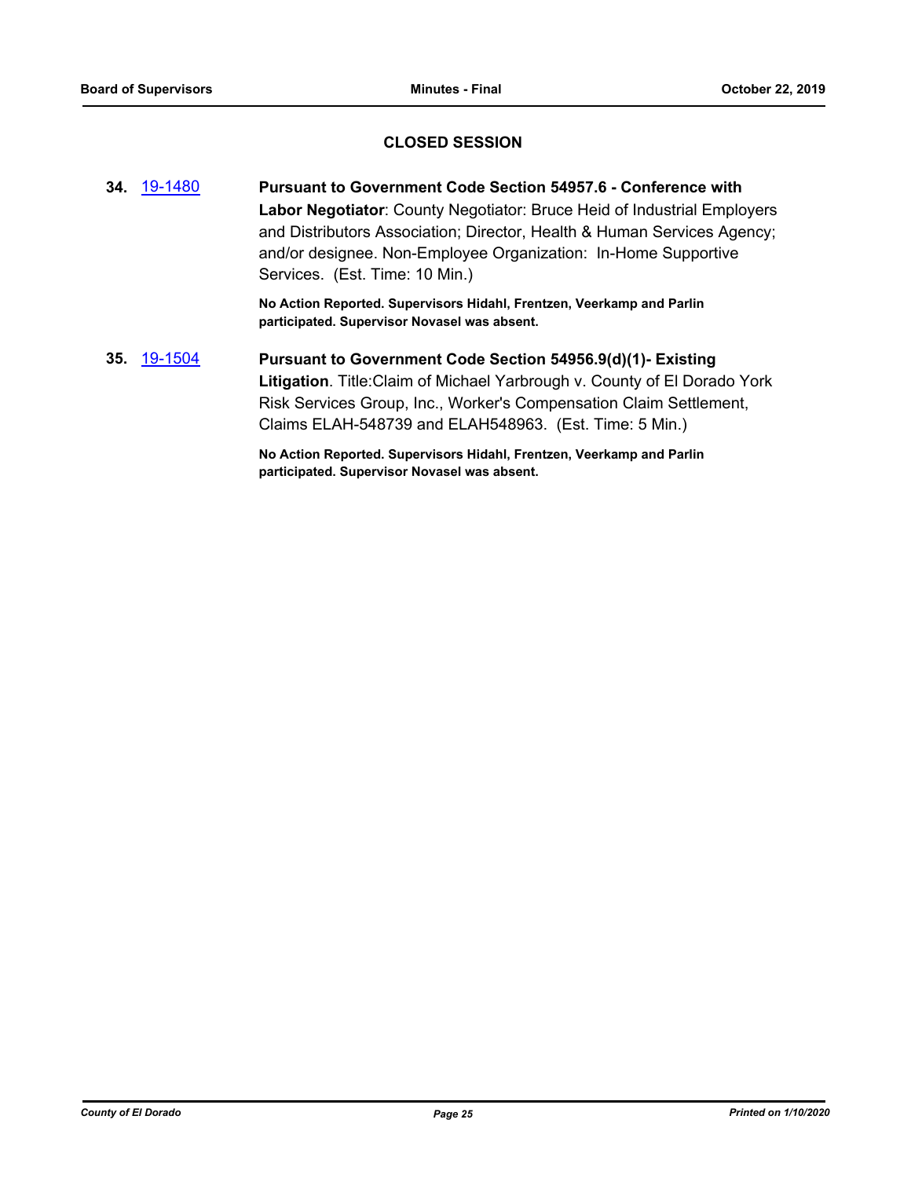## CLOSED SESSION

**34.** 19-1480 **Pursuant to Government Code Section 54957.6 - Conference with Labor Negotiator**: County Negotiator: Bruce Heid of Industrial Employers and Distributors Association; Director, Health & Human Services Agency; and/or designee. Non-Employee Organization: In-Home Supportive Services. (Est. Time: 10 Min.)

**No Action Reported. Supervisors Hidahl, Frentzen, Veerkamp and Parlin participated. Supervisor Novasel was absent.**

**35.** 19-1504 **Pursuant to Government Code Section 54956.9(d)(1)- Existing Litigation**. Title:Claim of Michael Yarbrough v. County of El Dorado York Risk Services Group, Inc., Worker's Compensation Claim Settlement, Claims ELAH-548739 and ELAH548963. (Est. Time: 5 Min.)

**No Action Reported. Supervisors Hidahl, Frentzen, Veerkamp and Parlin participated. Supervisor Novasel was absent.**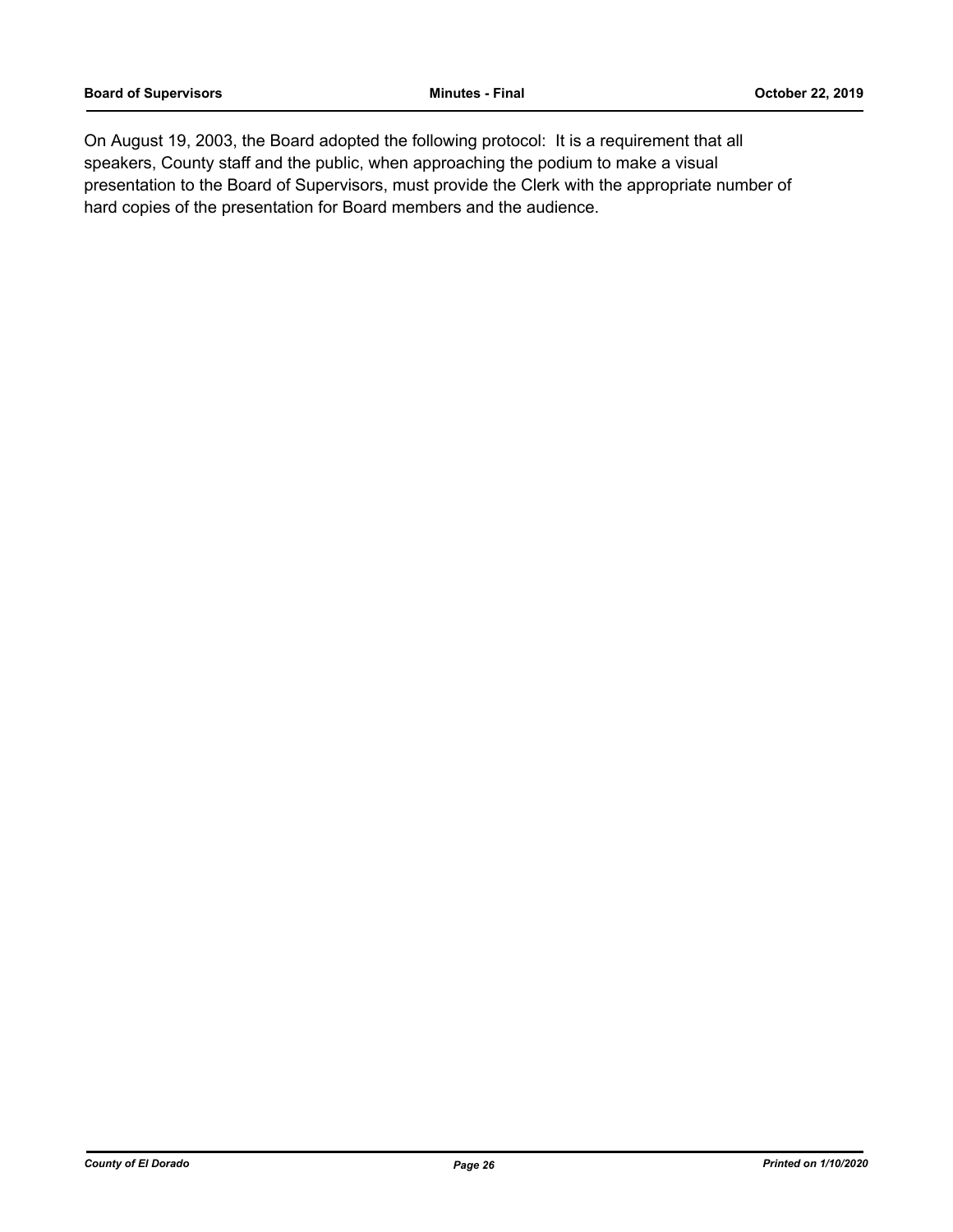On August 19, 2003, the Board adopted the following protocol: It is a requirement that all speakers, County staff and the public, when approaching the podium to make a visual presentation to the Board of Supervisors, must provide the Clerk with the appropriate number of hard copies of the presentation for Board members and the audience.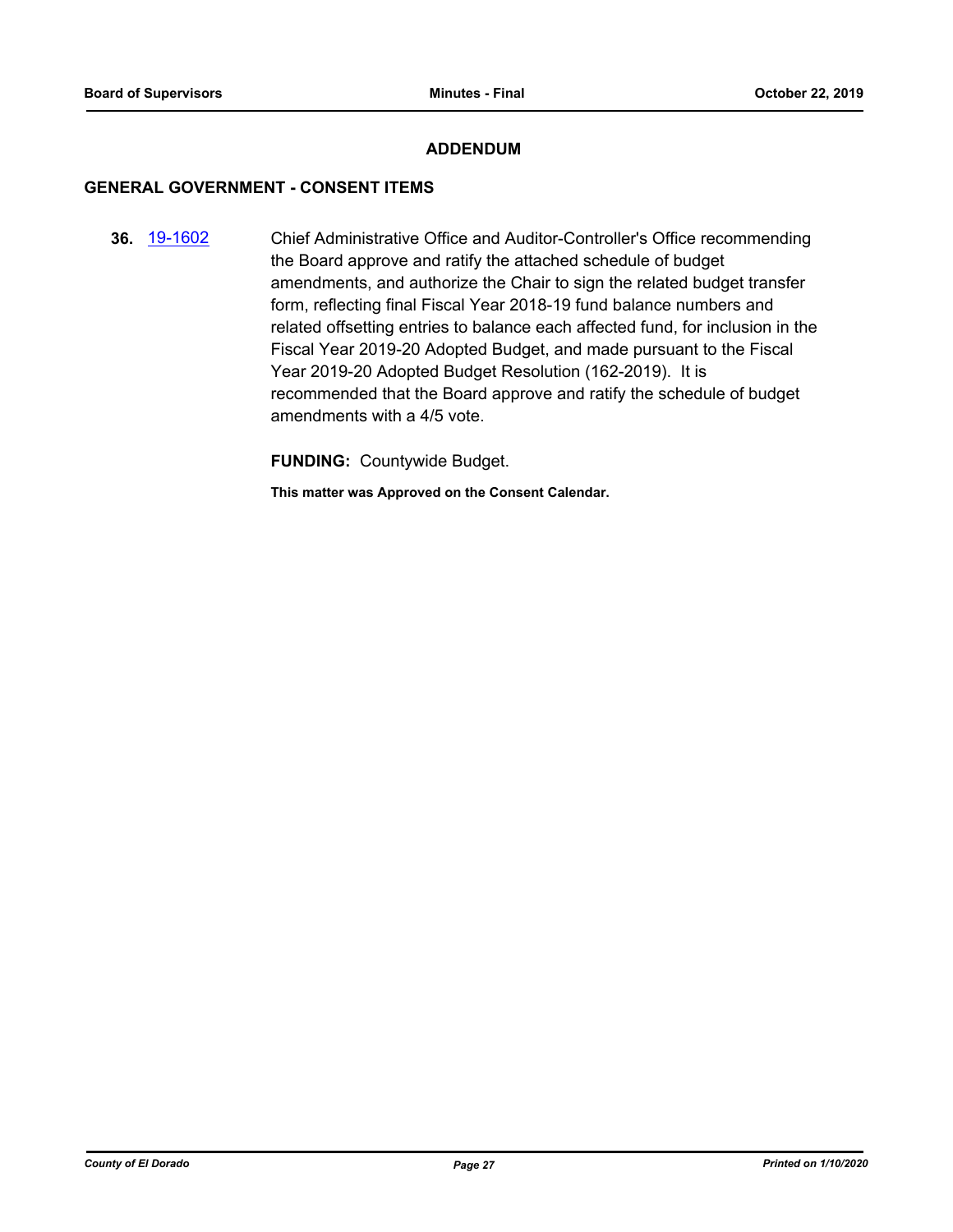## ADDENDUM

### GENERAL GOVERNMENT - CONSENT ITEMS

**36.** 19-1602 Chief Administrative Office and Auditor-Controller's Office recommending the Board approve and ratify the attached schedule of budget amendments, and authorize the Chair to sign the related budget transfer form, reflecting final Fiscal Year 2018-19 fund balance numbers and related offsetting entries to balance each affected fund, for inclusion in the Fiscal Year 2019-20 Adopted Budget, and made pursuant to the Fiscal Year 2019-20 Adopted Budget Resolution (162-2019). It is recommended that the Board approve and ratify the schedule of budget amendments with a 4/5 vote.

**FUNDING:** Countywide Budget.

**This matter was Approved on the Consent Calendar.**